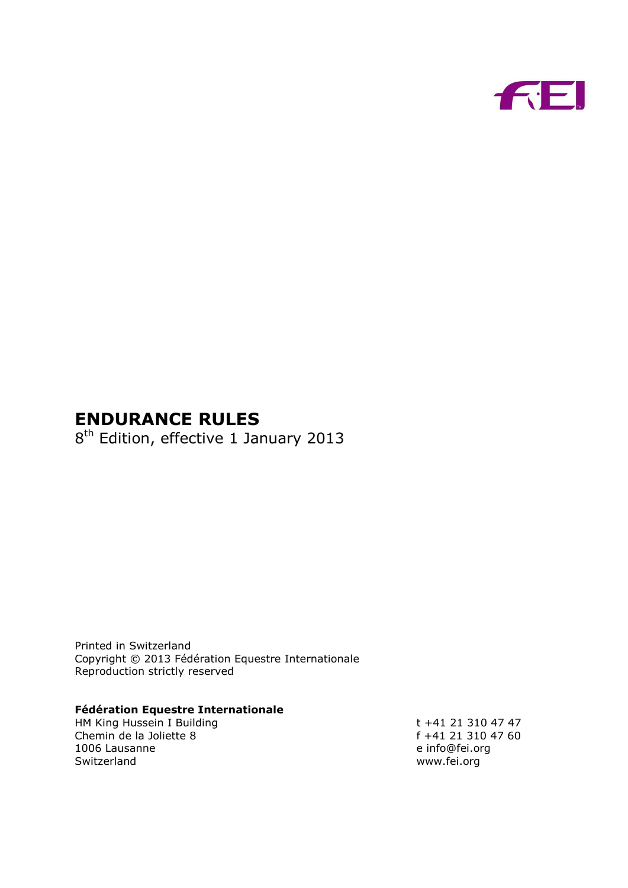# ENDURANCE RULES

8th Edition, effective 1 January 2013

Printed in Switzerland
Copyright © 2013 Fédération Equestre Internationale
Reproduction strictly reserved

**Fédération Equestre Internationale**
HM King Hussein I Building
Chemin de la Joliette 8
1006 Lausanne
Switzerland

t +41 21 310 47 47
f +41 21 310 47 60
e info@fei.org
www.fei.org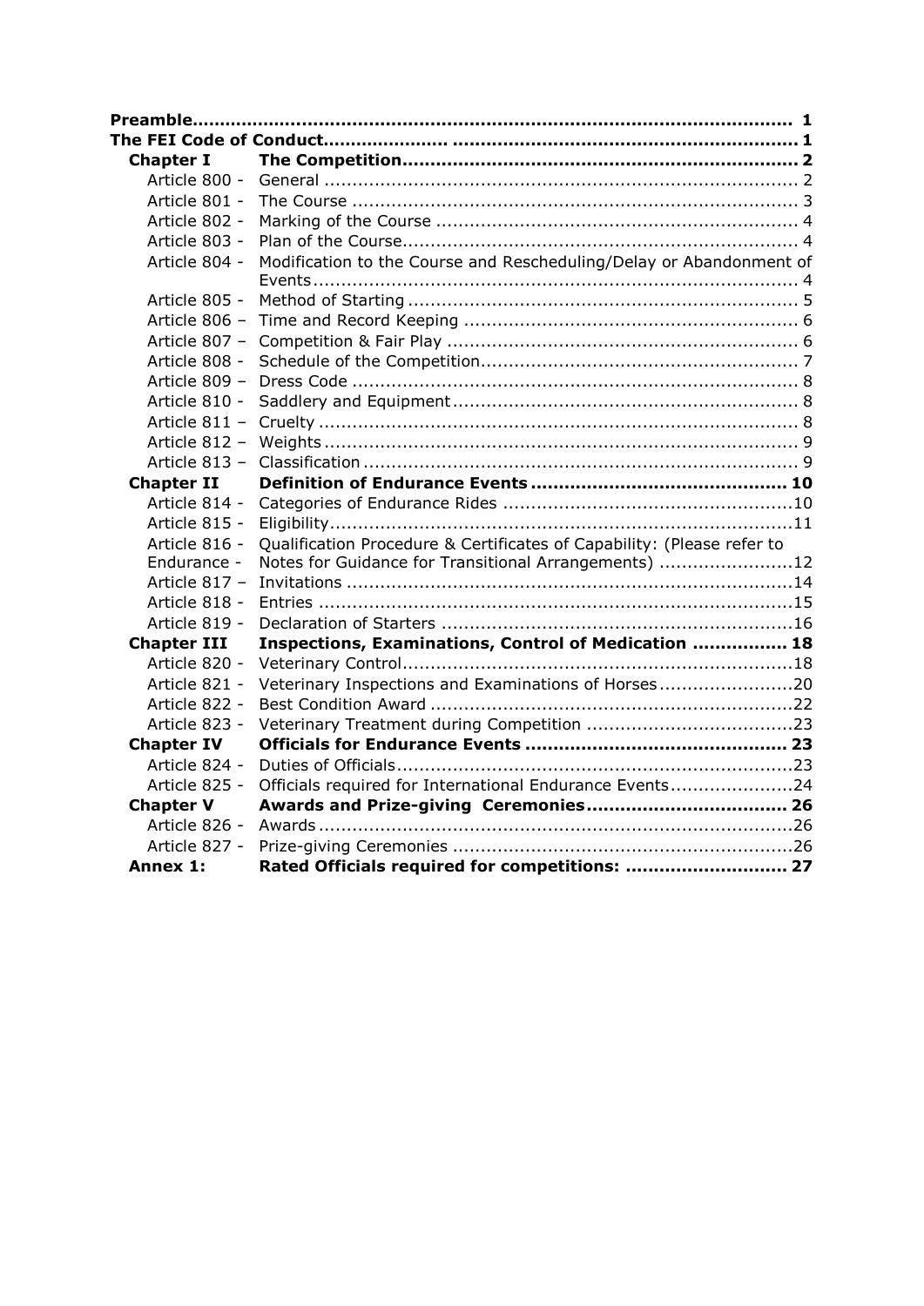| | | |
|---|---|---|
| **Preamble** | | **1** |
| **The FEI Code of Conduct** | | **1** |
| **Chapter I** | **The Competition** | **2** |
| Article 800 - | General | 2 |
| Article 801 - | The Course | 3 |
| Article 802 - | Marking of the Course | 4 |
| Article 803 - | Plan of the Course | 4 |
| Article 804 - | Modification to the Course and Rescheduling/Delay or Abandonment of Events | 4 |
| Article 805 - | Method of Starting | 5 |
| Article 806 – | Time and Record Keeping | 6 |
| Article 807 – | Competition & Fair Play | 6 |
| Article 808 - | Schedule of the Competition | 7 |
| Article 809 – | Dress Code | 8 |
| Article 810 - | Saddlery and Equipment | 8 |
| Article 811 – | Cruelty | 8 |
| Article 812 – | Weights | 9 |
| Article 813 – | Classification | 9 |
| **Chapter II** | **Definition of Endurance Events** | **10** |
| Article 814 - | Categories of Endurance Rides | 10 |
| Article 815 - | Eligibility | 11 |
| Article 816 - Endurance - | Qualification Procedure & Certificates of Capability: (Please refer to Notes for Guidance for Transitional Arrangements) | 12 |
| Article 817 – | Invitations | 14 |
| Article 818 - | Entries | 15 |
| Article 819 - | Declaration of Starters | 16 |
| **Chapter III** | **Inspections, Examinations, Control of Medication** | **18** |
| Article 820 - | Veterinary Control | 18 |
| Article 821 - | Veterinary Inspections and Examinations of Horses | 20 |
| Article 822 - | Best Condition Award | 22 |
| Article 823 - | Veterinary Treatment during Competition | 23 |
| **Chapter IV** | **Officials for Endurance Events** | **23** |
| Article 824 - | Duties of Officials | 23 |
| Article 825 - | Officials required for International Endurance Events | 24 |
| **Chapter V** | **Awards and Prize-giving Ceremonies** | **26** |
| Article 826 - | Awards | 26 |
| Article 827 - | Prize-giving Ceremonies | 26 |
| **Annex 1:** | **Rated Officials required for competitions:** | **27** |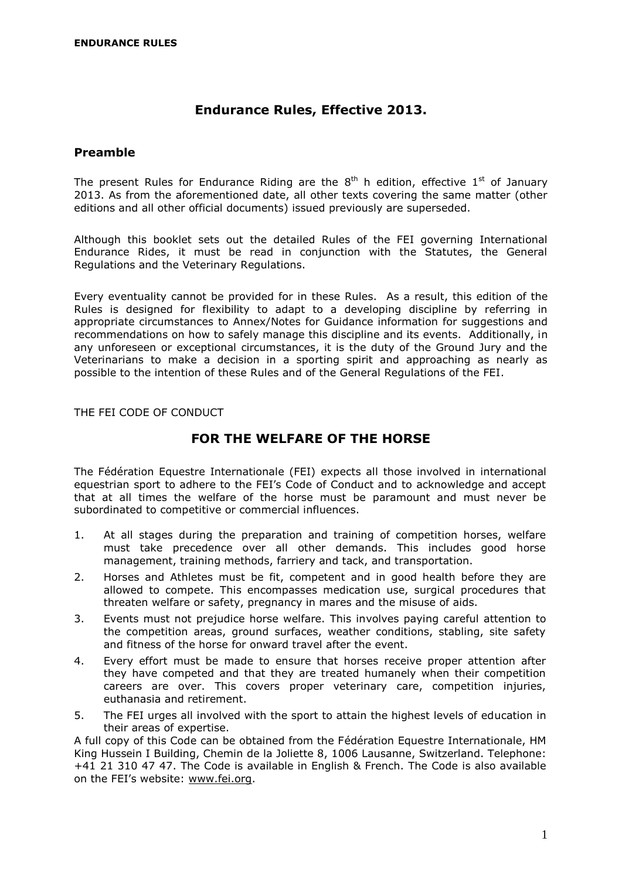# Endurance Rules, Effective 2013.

## Preamble

The present Rules for Endurance Riding are the 8th h edition, effective 1st of January 2013. As from the aforementioned date, all other texts covering the same matter (other editions and all other official documents) issued previously are superseded.

Although this booklet sets out the detailed Rules of the FEI governing International Endurance Rides, it must be read in conjunction with the Statutes, the General Regulations and the Veterinary Regulations.

Every eventuality cannot be provided for in these Rules. As a result, this edition of the Rules is designed for flexibility to adapt to a developing discipline by referring in appropriate circumstances to Annex/Notes for Guidance information for suggestions and recommendations on how to safely manage this discipline and its events. Additionally, in any unforeseen or exceptional circumstances, it is the duty of the Ground Jury and the Veterinarians to make a decision in a sporting spirit and approaching as nearly as possible to the intention of these Rules and of the General Regulations of the FEI.

THE FEI CODE OF CONDUCT

## FOR THE WELFARE OF THE HORSE

The Fédération Equestre Internationale (FEI) expects all those involved in international equestrian sport to adhere to the FEI's Code of Conduct and to acknowledge and accept that at all times the welfare of the horse must be paramount and must never be subordinated to competitive or commercial influences.

1. At all stages during the preparation and training of competition horses, welfare must take precedence over all other demands. This includes good horse management, training methods, farriery and tack, and transportation.
2. Horses and Athletes must be fit, competent and in good health before they are allowed to compete. This encompasses medication use, surgical procedures that threaten welfare or safety, pregnancy in mares and the misuse of aids.
3. Events must not prejudice horse welfare. This involves paying careful attention to the competition areas, ground surfaces, weather conditions, stabling, site safety and fitness of the horse for onward travel after the event.
4. Every effort must be made to ensure that horses receive proper attention after they have competed and that they are treated humanely when their competition careers are over. This covers proper veterinary care, competition injuries, euthanasia and retirement.
5. The FEI urges all involved with the sport to attain the highest levels of education in their areas of expertise.

A full copy of this Code can be obtained from the Fédération Equestre Internationale, HM King Hussein I Building, Chemin de la Joliette 8, 1006 Lausanne, Switzerland. Telephone: +41 21 310 47 47. The Code is available in English & French. The Code is also available on the FEI's website: www.fei.org.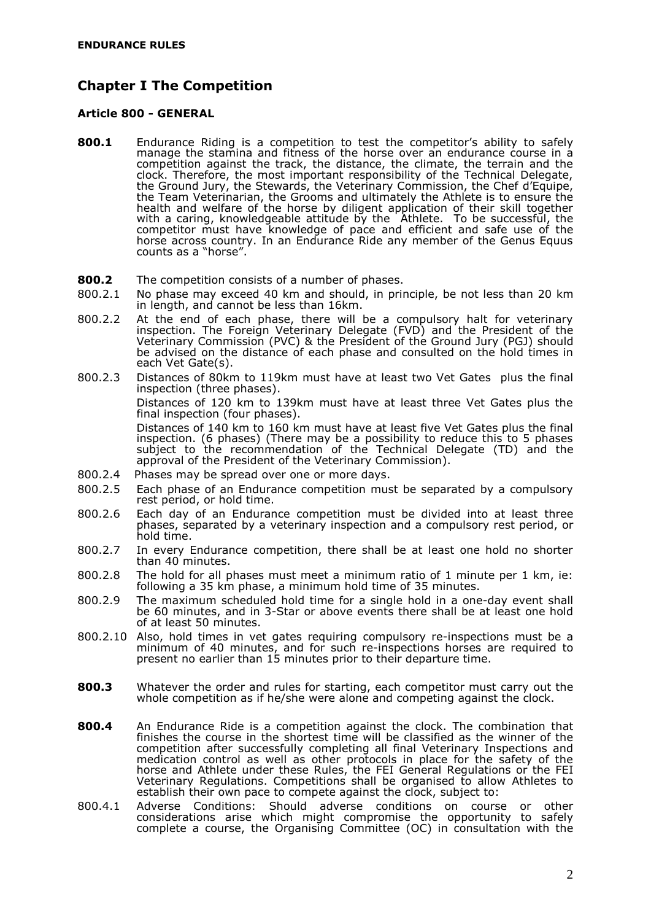**ENDURANCE RULES**

## Chapter I The Competition

### Article 800 - GENERAL

**800.1** Endurance Riding is a competition to test the competitor's ability to safely manage the stamina and fitness of the horse over an endurance course in a competition against the track, the distance, the climate, the terrain and the clock. Therefore, the most important responsibility of the Technical Delegate, the Ground Jury, the Stewards, the Veterinary Commission, the Chef d'Equipe, the Team Veterinarian, the Grooms and ultimately the Athlete is to ensure the health and welfare of the horse by diligent application of their skill together with a caring, knowledgeable attitude by the Athlete. To be successful, the competitor must have knowledge of pace and efficient and safe use of the horse across country. In an Endurance Ride any member of the Genus Equus counts as a "horse".

**800.2** The competition consists of a number of phases.

800.2.1 No phase may exceed 40 km and should, in principle, be not less than 20 km in length, and cannot be less than 16km.

800.2.2 At the end of each phase, there will be a compulsory halt for veterinary inspection. The Foreign Veterinary Delegate (FVD) and the President of the Veterinary Commission (PVC) & the President of the Ground Jury (PGJ) should be advised on the distance of each phase and consulted on the hold times in each Vet Gate(s).

800.2.3 Distances of 80km to 119km must have at least two Vet Gates plus the final inspection (three phases).

Distances of 120 km to 139km must have at least three Vet Gates plus the final inspection (four phases).

Distances of 140 km to 160 km must have at least five Vet Gates plus the final inspection. (6 phases) (There may be a possibility to reduce this to 5 phases subject to the recommendation of the Technical Delegate (TD) and the approval of the President of the Veterinary Commission).

800.2.4 Phases may be spread over one or more days.

800.2.5 Each phase of an Endurance competition must be separated by a compulsory rest period, or hold time.

800.2.6 Each day of an Endurance competition must be divided into at least three phases, separated by a veterinary inspection and a compulsory rest period, or hold time.

800.2.7 In every Endurance competition, there shall be at least one hold no shorter than 40 minutes.

800.2.8 The hold for all phases must meet a minimum ratio of 1 minute per 1 km, ie: following a 35 km phase, a minimum hold time of 35 minutes.

800.2.9 The maximum scheduled hold time for a single hold in a one-day event shall be 60 minutes, and in 3-Star or above events there shall be at least one hold of at least 50 minutes.

800.2.10 Also, hold times in vet gates requiring compulsory re-inspections must be a minimum of 40 minutes, and for such re-inspections horses are required to present no earlier than 15 minutes prior to their departure time.

**800.3** Whatever the order and rules for starting, each competitor must carry out the whole competition as if he/she were alone and competing against the clock.

**800.4** An Endurance Ride is a competition against the clock. The combination that finishes the course in the shortest time will be classified as the winner of the competition after successfully completing all final Veterinary Inspections and medication control as well as other protocols in place for the safety of the horse and Athlete under these Rules, the FEI General Regulations or the FEI Veterinary Regulations. Competitions shall be organised to allow Athletes to establish their own pace to compete against the clock, subject to:

800.4.1 Adverse Conditions: Should adverse conditions on course or other considerations arise which might compromise the opportunity to safely complete a course, the Organising Committee (OC) in consultation with the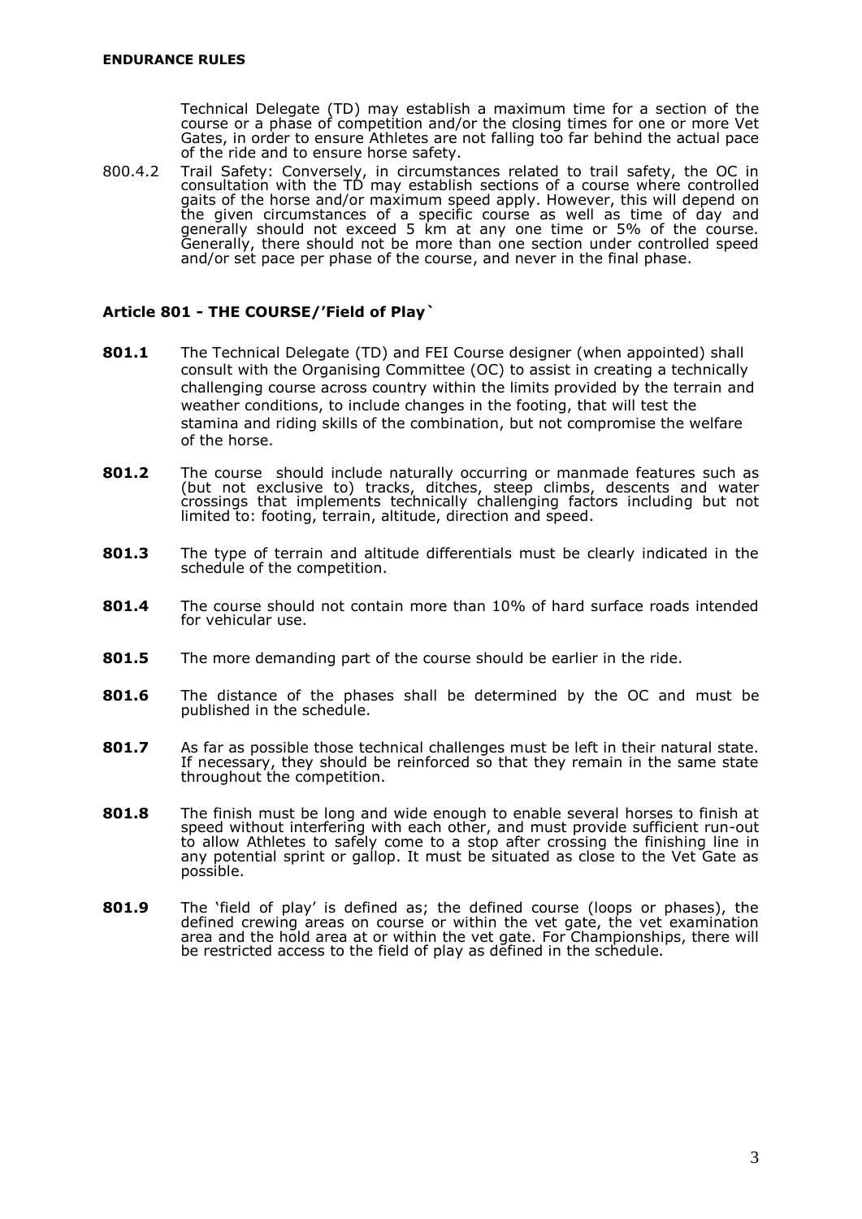Technical Delegate (TD) may establish a maximum time for a section of the course or a phase of competition and/or the closing times for one or more Vet Gates, in order to ensure Athletes are not falling too far behind the actual pace of the ride and to ensure horse safety.

800.4.2 Trail Safety: Conversely, in circumstances related to trail safety, the OC in consultation with the TD may establish sections of a course where controlled gaits of the horse and/or maximum speed apply. However, this will depend on the given circumstances of a specific course as well as time of day and generally should not exceed 5 km at any one time or 5% of the course. Generally, there should not be more than one section under controlled speed and/or set pace per phase of the course, and never in the final phase.

### Article 801 - THE COURSE/'Field of Play`

**801.1** The Technical Delegate (TD) and FEI Course designer (when appointed) shall consult with the Organising Committee (OC) to assist in creating a technically challenging course across country within the limits provided by the terrain and weather conditions, to include changes in the footing, that will test the stamina and riding skills of the combination, but not compromise the welfare of the horse.

**801.2** The course should include naturally occurring or manmade features such as (but not exclusive to) tracks, ditches, steep climbs, descents and water crossings that implements technically challenging factors including but not limited to: footing, terrain, altitude, direction and speed.

**801.3** The type of terrain and altitude differentials must be clearly indicated in the schedule of the competition.

**801.4** The course should not contain more than 10% of hard surface roads intended for vehicular use.

**801.5** The more demanding part of the course should be earlier in the ride.

**801.6** The distance of the phases shall be determined by the OC and must be published in the schedule.

**801.7** As far as possible those technical challenges must be left in their natural state. If necessary, they should be reinforced so that they remain in the same state throughout the competition.

**801.8** The finish must be long and wide enough to enable several horses to finish at speed without interfering with each other, and must provide sufficient run-out to allow Athletes to safely come to a stop after crossing the finishing line in any potential sprint or gallop. It must be situated as close to the Vet Gate as possible.

**801.9** The 'field of play' is defined as; the defined course (loops or phases), the defined crewing areas on course or within the vet gate, the vet examination area and the hold area at or within the vet gate. For Championships, there will be restricted access to the field of play as defined in the schedule.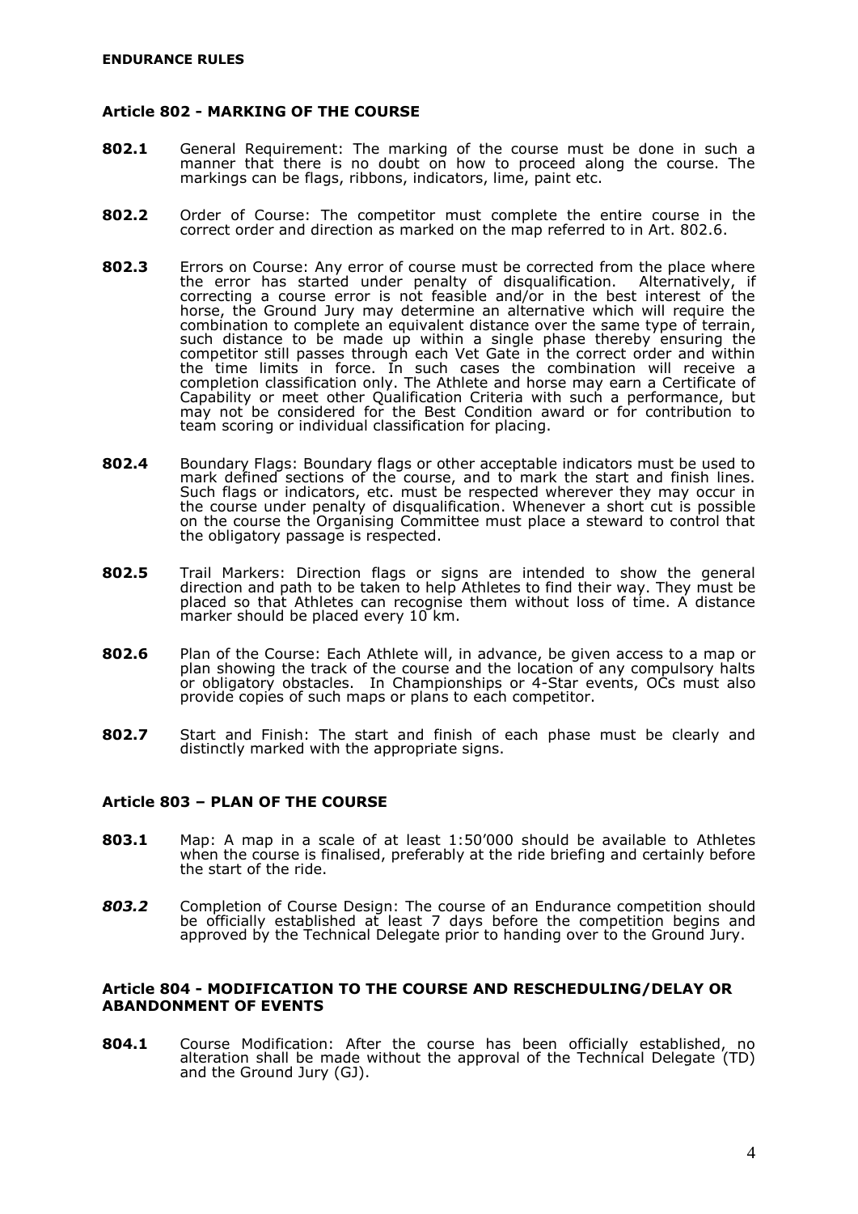**ENDURANCE RULES**

### Article 802 - MARKING OF THE COURSE

**802.1** General Requirement: The marking of the course must be done in such a manner that there is no doubt on how to proceed along the course. The markings can be flags, ribbons, indicators, lime, paint etc.

**802.2** Order of Course: The competitor must complete the entire course in the correct order and direction as marked on the map referred to in Art. 802.6.

**802.3** Errors on Course: Any error of course must be corrected from the place where the error has started under penalty of disqualification. Alternatively, if correcting a course error is not feasible and/or in the best interest of the horse, the Ground Jury may determine an alternative which will require the combination to complete an equivalent distance over the same type of terrain, such distance to be made up within a single phase thereby ensuring the competitor still passes through each Vet Gate in the correct order and within the time limits in force. In such cases the combination will receive a completion classification only. The Athlete and horse may earn a Certificate of Capability or meet other Qualification Criteria with such a performance, but may not be considered for the Best Condition award or for contribution to team scoring or individual classification for placing.

**802.4** Boundary Flags: Boundary flags or other acceptable indicators must be used to mark defined sections of the course, and to mark the start and finish lines. Such flags or indicators, etc. must be respected wherever they may occur in the course under penalty of disqualification. Whenever a short cut is possible on the course the Organising Committee must place a steward to control that the obligatory passage is respected.

**802.5** Trail Markers: Direction flags or signs are intended to show the general direction and path to be taken to help Athletes to find their way. They must be placed so that Athletes can recognise them without loss of time. A distance marker should be placed every 10 km.

**802.6** Plan of the Course: Each Athlete will, in advance, be given access to a map or plan showing the track of the course and the location of any compulsory halts or obligatory obstacles. In Championships or 4-Star events, OCs must also provide copies of such maps or plans to each competitor.

**802.7** Start and Finish: The start and finish of each phase must be clearly and distinctly marked with the appropriate signs.

### Article 803 – PLAN OF THE COURSE

**803.1** Map: A map in a scale of at least 1:50'000 should be available to Athletes when the course is finalised, preferably at the ride briefing and certainly before the start of the ride.

***803.2*** Completion of Course Design: The course of an Endurance competition should be officially established at least 7 days before the competition begins and approved by the Technical Delegate prior to handing over to the Ground Jury.

### Article 804 - MODIFICATION TO THE COURSE AND RESCHEDULING/DELAY OR ABANDONMENT OF EVENTS

**804.1** Course Modification: After the course has been officially established, no alteration shall be made without the approval of the Technical Delegate (TD) and the Ground Jury (GJ).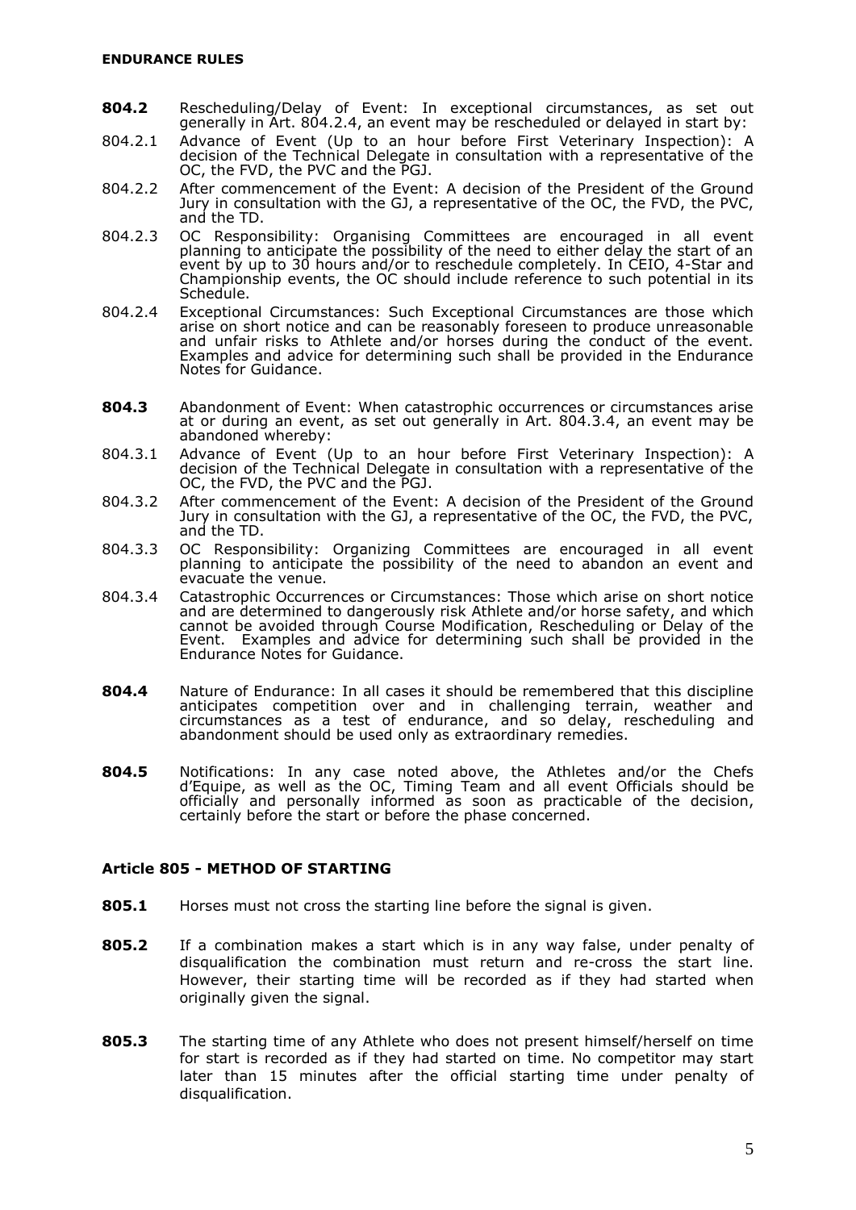**804.2** Rescheduling/Delay of Event: In exceptional circumstances, as set out generally in Art. 804.2.4, an event may be rescheduled or delayed in start by:

804.2.1 Advance of Event (Up to an hour before First Veterinary Inspection): A decision of the Technical Delegate in consultation with a representative of the OC, the FVD, the PVC and the PGJ.

804.2.2 After commencement of the Event: A decision of the President of the Ground Jury in consultation with the GJ, a representative of the OC, the FVD, the PVC, and the TD.

804.2.3 OC Responsibility: Organising Committees are encouraged in all event planning to anticipate the possibility of the need to either delay the start of an event by up to 30 hours and/or to reschedule completely. In CEIO, 4-Star and Championship events, the OC should include reference to such potential in its Schedule.

804.2.4 Exceptional Circumstances: Such Exceptional Circumstances are those which arise on short notice and can be reasonably foreseen to produce unreasonable and unfair risks to Athlete and/or horses during the conduct of the event. Examples and advice for determining such shall be provided in the Endurance Notes for Guidance.

**804.3** Abandonment of Event: When catastrophic occurrences or circumstances arise at or during an event, as set out generally in Art. 804.3.4, an event may be abandoned whereby:

804.3.1 Advance of Event (Up to an hour before First Veterinary Inspection): A decision of the Technical Delegate in consultation with a representative of the OC, the FVD, the PVC and the PGJ.

804.3.2 After commencement of the Event: A decision of the President of the Ground Jury in consultation with the GJ, a representative of the OC, the FVD, the PVC, and the TD.

804.3.3 OC Responsibility: Organizing Committees are encouraged in all event planning to anticipate the possibility of the need to abandon an event and evacuate the venue.

804.3.4 Catastrophic Occurrences or Circumstances: Those which arise on short notice and are determined to dangerously risk Athlete and/or horse safety, and which cannot be avoided through Course Modification, Rescheduling or Delay of the Event. Examples and advice for determining such shall be provided in the Endurance Notes for Guidance.

**804.4** Nature of Endurance: In all cases it should be remembered that this discipline anticipates competition over and in challenging terrain, weather and circumstances as a test of endurance, and so delay, rescheduling and abandonment should be used only as extraordinary remedies.

**804.5** Notifications: In any case noted above, the Athletes and/or the Chefs d'Equipe, as well as the OC, Timing Team and all event Officials should be officially and personally informed as soon as practicable of the decision, certainly before the start or before the phase concerned.

### Article 805 - METHOD OF STARTING

**805.1** Horses must not cross the starting line before the signal is given.

**805.2** If a combination makes a start which is in any way false, under penalty of disqualification the combination must return and re-cross the start line. However, their starting time will be recorded as if they had started when originally given the signal.

**805.3** The starting time of any Athlete who does not present himself/herself on time for start is recorded as if they had started on time. No competitor may start later than 15 minutes after the official starting time under penalty of disqualification.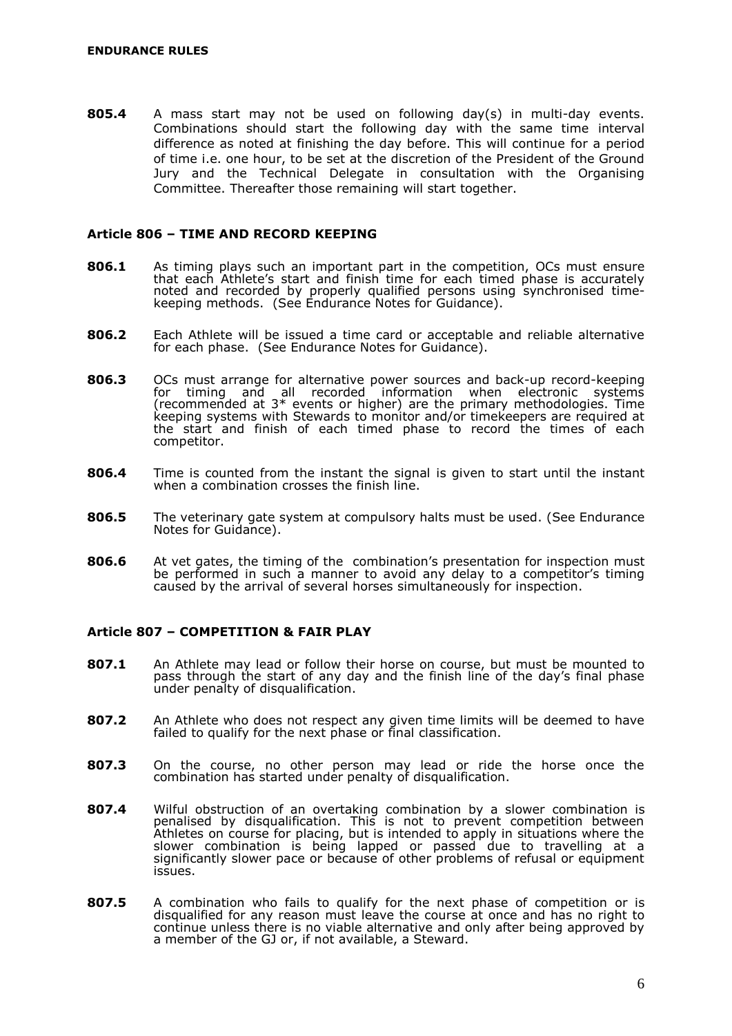**805.4** A mass start may not be used on following day(s) in multi-day events. Combinations should start the following day with the same time interval difference as noted at finishing the day before. This will continue for a period of time i.e. one hour, to be set at the discretion of the President of the Ground Jury and the Technical Delegate in consultation with the Organising Committee. Thereafter those remaining will start together.

### Article 806 – TIME AND RECORD KEEPING

**806.1** As timing plays such an important part in the competition, OCs must ensure that each Athlete's start and finish time for each timed phase is accurately noted and recorded by properly qualified persons using synchronised time-keeping methods. (See Endurance Notes for Guidance).

**806.2** Each Athlete will be issued a time card or acceptable and reliable alternative for each phase. (See Endurance Notes for Guidance).

**806.3** OCs must arrange for alternative power sources and back-up record-keeping for timing and all recorded information when electronic systems (recommended at 3* events or higher) are the primary methodologies. Time keeping systems with Stewards to monitor and/or timekeepers are required at the start and finish of each timed phase to record the times of each competitor.

**806.4** Time is counted from the instant the signal is given to start until the instant when a combination crosses the finish line.

**806.5** The veterinary gate system at compulsory halts must be used. (See Endurance Notes for Guidance).

**806.6** At vet gates, the timing of the combination's presentation for inspection must be performed in such a manner to avoid any delay to a competitor's timing caused by the arrival of several horses simultaneously for inspection.

### Article 807 – COMPETITION & FAIR PLAY

**807.1** An Athlete may lead or follow their horse on course, but must be mounted to pass through the start of any day and the finish line of the day's final phase under penalty of disqualification.

**807.2** An Athlete who does not respect any given time limits will be deemed to have failed to qualify for the next phase or final classification.

**807.3** On the course, no other person may lead or ride the horse once the combination has started under penalty of disqualification.

**807.4** Wilful obstruction of an overtaking combination by a slower combination is penalised by disqualification. This is not to prevent competition between Athletes on course for placing, but is intended to apply in situations where the slower combination is being lapped or passed due to travelling at a significantly slower pace or because of other problems of refusal or equipment issues.

**807.5** A combination who fails to qualify for the next phase of competition or is disqualified for any reason must leave the course at once and has no right to continue unless there is no viable alternative and only after being approved by a member of the GJ or, if not available, a Steward.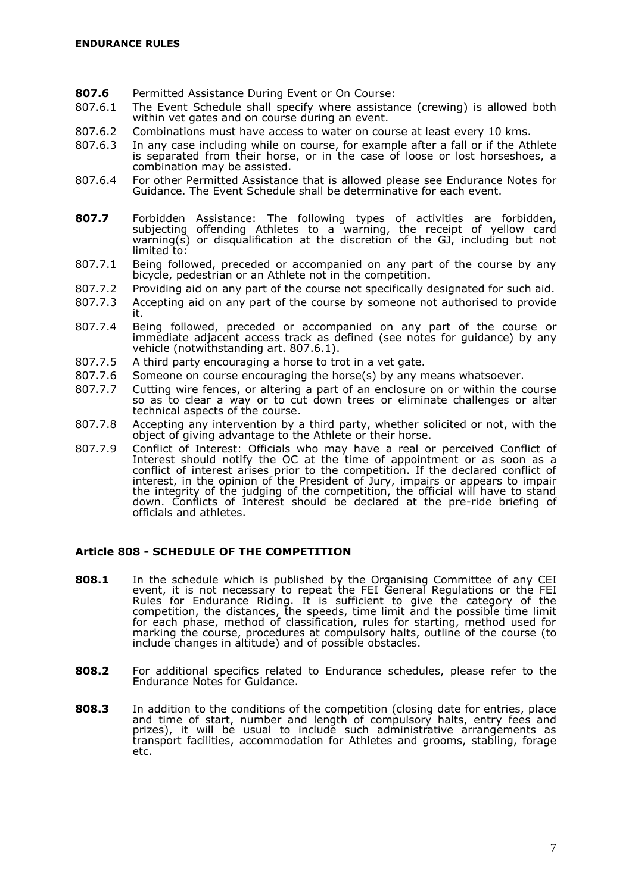**807.6** Permitted Assistance During Event or On Course:

807.6.1 The Event Schedule shall specify where assistance (crewing) is allowed both within vet gates and on course during an event.

807.6.2 Combinations must have access to water on course at least every 10 kms.

807.6.3 In any case including while on course, for example after a fall or if the Athlete is separated from their horse, or in the case of loose or lost horseshoes, a combination may be assisted.

807.6.4 For other Permitted Assistance that is allowed please see Endurance Notes for Guidance. The Event Schedule shall be determinative for each event.

**807.7** Forbidden Assistance: The following types of activities are forbidden, subjecting offending Athletes to a warning, the receipt of yellow card warning(s) or disqualification at the discretion of the GJ, including but not limited to:

807.7.1 Being followed, preceded or accompanied on any part of the course by any bicycle, pedestrian or an Athlete not in the competition.

807.7.2 Providing aid on any part of the course not specifically designated for such aid.

807.7.3 Accepting aid on any part of the course by someone not authorised to provide it.

807.7.4 Being followed, preceded or accompanied on any part of the course or immediate adjacent access track as defined (see notes for guidance) by any vehicle (notwithstanding art. 807.6.1).

807.7.5 A third party encouraging a horse to trot in a vet gate.

807.7.6 Someone on course encouraging the horse(s) by any means whatsoever.

807.7.7 Cutting wire fences, or altering a part of an enclosure on or within the course so as to clear a way or to cut down trees or eliminate challenges or alter technical aspects of the course.

807.7.8 Accepting any intervention by a third party, whether solicited or not, with the object of giving advantage to the Athlete or their horse.

807.7.9 Conflict of Interest: Officials who may have a real or perceived Conflict of Interest should notify the OC at the time of appointment or as soon as a conflict of interest arises prior to the competition. If the declared conflict of interest, in the opinion of the President of Jury, impairs or appears to impair the integrity of the judging of the competition, the official will have to stand down. Conflicts of Interest should be declared at the pre-ride briefing of officials and athletes.

### Article 808 - SCHEDULE OF THE COMPETITION

**808.1** In the schedule which is published by the Organising Committee of any CEI event, it is not necessary to repeat the FEI General Regulations or the FEI Rules for Endurance Riding. It is sufficient to give the category of the competition, the distances, the speeds, time limit and the possible time limit for each phase, method of classification, rules for starting, method used for marking the course, procedures at compulsory halts, outline of the course (to include changes in altitude) and of possible obstacles.

**808.2** For additional specifics related to Endurance schedules, please refer to the Endurance Notes for Guidance.

**808.3** In addition to the conditions of the competition (closing date for entries, place and time of start, number and length of compulsory halts, entry fees and prizes), it will be usual to include such administrative arrangements as transport facilities, accommodation for Athletes and grooms, stabling, forage etc.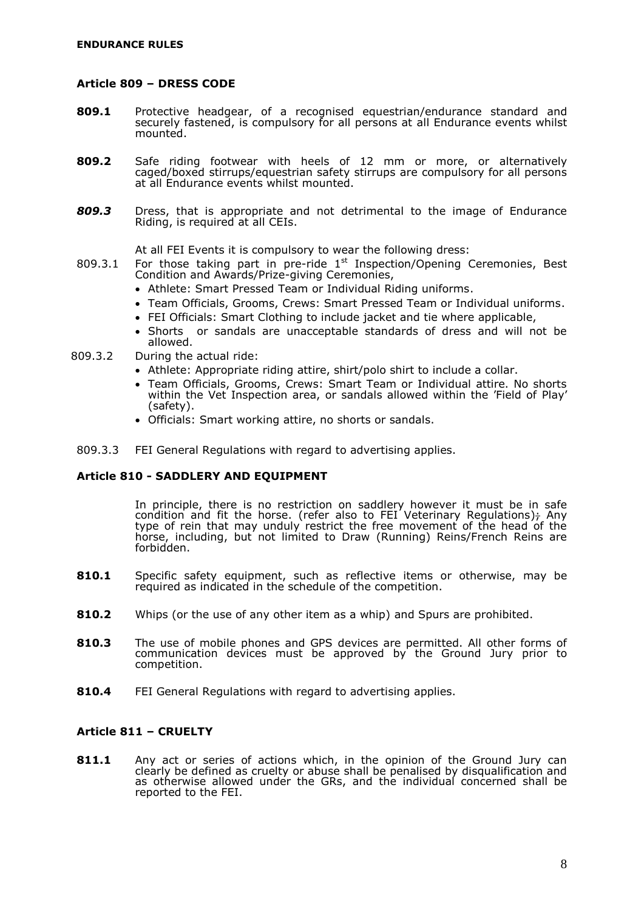## Article 809 – DRESS CODE

**809.1** Protective headgear, of a recognised equestrian/endurance standard and securely fastened, is compulsory for all persons at all Endurance events whilst mounted.

**809.2** Safe riding footwear with heels of 12 mm or more, or alternatively caged/boxed stirrups/equestrian safety stirrups are compulsory for all persons at all Endurance events whilst mounted.

***809.3*** Dress, that is appropriate and not detrimental to the image of Endurance Riding, is required at all CEIs.

At all FEI Events it is compulsory to wear the following dress:

809.3.1 For those taking part in pre-ride 1st Inspection/Opening Ceremonies, Best Condition and Awards/Prize-giving Ceremonies,

- Athlete: Smart Pressed Team or Individual Riding uniforms.
- Team Officials, Grooms, Crews: Smart Pressed Team or Individual uniforms.
- FEI Officials: Smart Clothing to include jacket and tie where applicable,
- Shorts or sandals are unacceptable standards of dress and will not be allowed.

809.3.2 During the actual ride:

- Athlete: Appropriate riding attire, shirt/polo shirt to include a collar.
- Team Officials, Grooms, Crews: Smart Team or Individual attire. No shorts within the Vet Inspection area, or sandals allowed within the 'Field of Play' (safety).
- Officials: Smart working attire, no shorts or sandals.

809.3.3 FEI General Regulations with regard to advertising applies.

## Article 810 - SADDLERY AND EQUIPMENT

In principle, there is no restriction on saddlery however it must be in safe condition and fit the horse. (refer also to FEI Veterinary Regulations); Any type of rein that may unduly restrict the free movement of the head of the horse, including, but not limited to Draw (Running) Reins/French Reins are forbidden.

**810.1** Specific safety equipment, such as reflective items or otherwise, may be required as indicated in the schedule of the competition.

**810.2** Whips (or the use of any other item as a whip) and Spurs are prohibited.

**810.3** The use of mobile phones and GPS devices are permitted. All other forms of communication devices must be approved by the Ground Jury prior to competition.

**810.4** FEI General Regulations with regard to advertising applies.

## Article 811 – CRUELTY

**811.1** Any act or series of actions which, in the opinion of the Ground Jury can clearly be defined as cruelty or abuse shall be penalised by disqualification and as otherwise allowed under the GRs, and the individual concerned shall be reported to the FEI.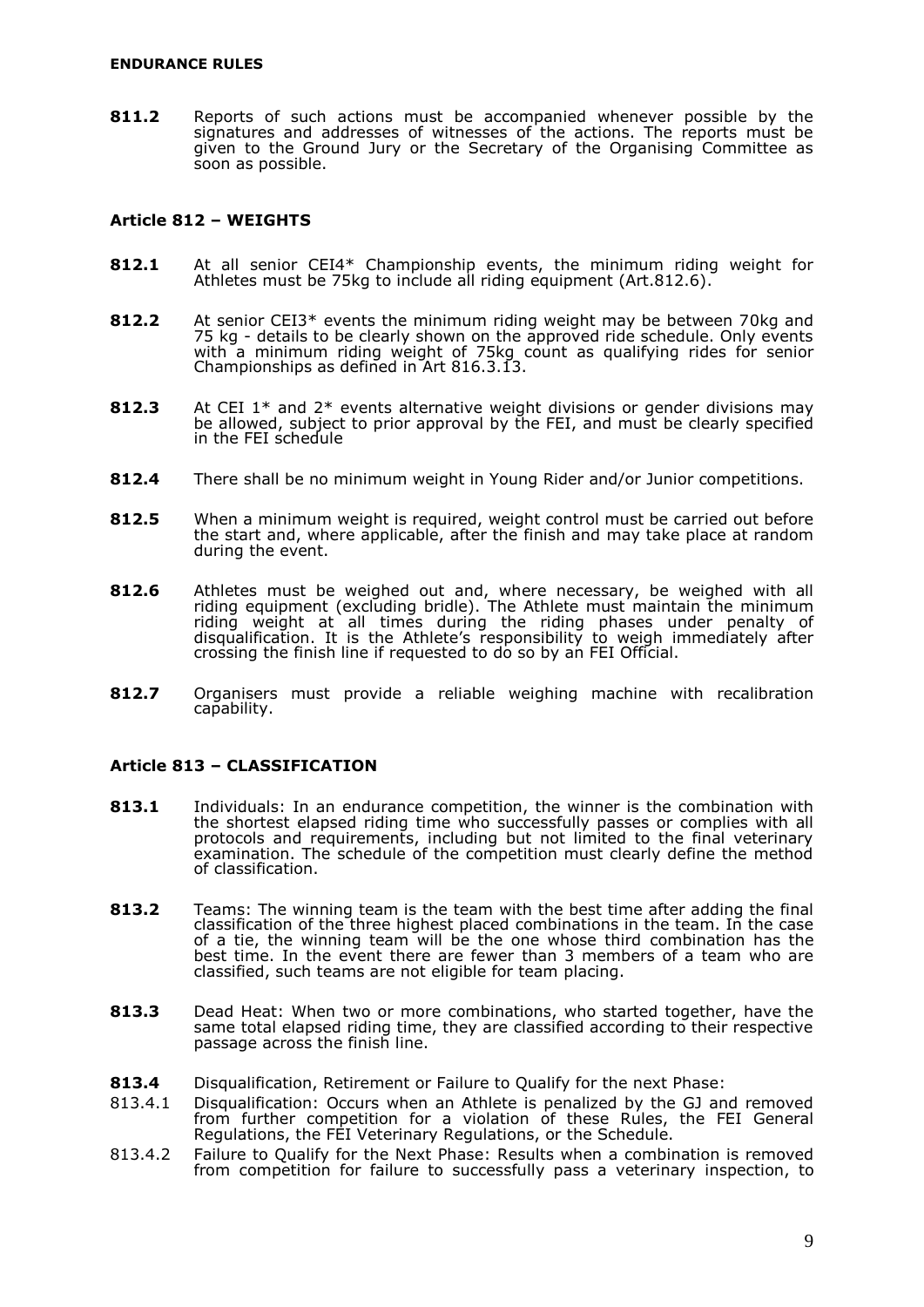**811.2** Reports of such actions must be accompanied whenever possible by the signatures and addresses of witnesses of the actions. The reports must be given to the Ground Jury or the Secretary of the Organising Committee as soon as possible.

### Article 812 – WEIGHTS

**812.1** At all senior CEI4* Championship events, the minimum riding weight for Athletes must be 75kg to include all riding equipment (Art.812.6).

**812.2** At senior CEI3* events the minimum riding weight may be between 70kg and 75 kg - details to be clearly shown on the approved ride schedule. Only events with a minimum riding weight of 75kg count as qualifying rides for senior Championships as defined in Art 816.3.13.

**812.3** At CEI 1* and 2* events alternative weight divisions or gender divisions may be allowed, subject to prior approval by the FEI, and must be clearly specified in the FEI schedule

**812.4** There shall be no minimum weight in Young Rider and/or Junior competitions.

**812.5** When a minimum weight is required, weight control must be carried out before the start and, where applicable, after the finish and may take place at random during the event.

**812.6** Athletes must be weighed out and, where necessary, be weighed with all riding equipment (excluding bridle). The Athlete must maintain the minimum riding weight at all times during the riding phases under penalty of disqualification. It is the Athlete's responsibility to weigh immediately after crossing the finish line if requested to do so by an FEI Official.

**812.7** Organisers must provide a reliable weighing machine with recalibration capability.

### Article 813 – CLASSIFICATION

**813.1** Individuals: In an endurance competition, the winner is the combination with the shortest elapsed riding time who successfully passes or complies with all protocols and requirements, including but not limited to the final veterinary examination. The schedule of the competition must clearly define the method of classification.

**813.2** Teams: The winning team is the team with the best time after adding the final classification of the three highest placed combinations in the team. In the case of a tie, the winning team will be the one whose third combination has the best time. In the event there are fewer than 3 members of a team who are classified, such teams are not eligible for team placing.

**813.3** Dead Heat: When two or more combinations, who started together, have the same total elapsed riding time, they are classified according to their respective passage across the finish line.

**813.4** Disqualification, Retirement or Failure to Qualify for the next Phase:

813.4.1 Disqualification: Occurs when an Athlete is penalized by the GJ and removed from further competition for a violation of these Rules, the FEI General Regulations, the FEI Veterinary Regulations, or the Schedule.

813.4.2 Failure to Qualify for the Next Phase: Results when a combination is removed from competition for failure to successfully pass a veterinary inspection, to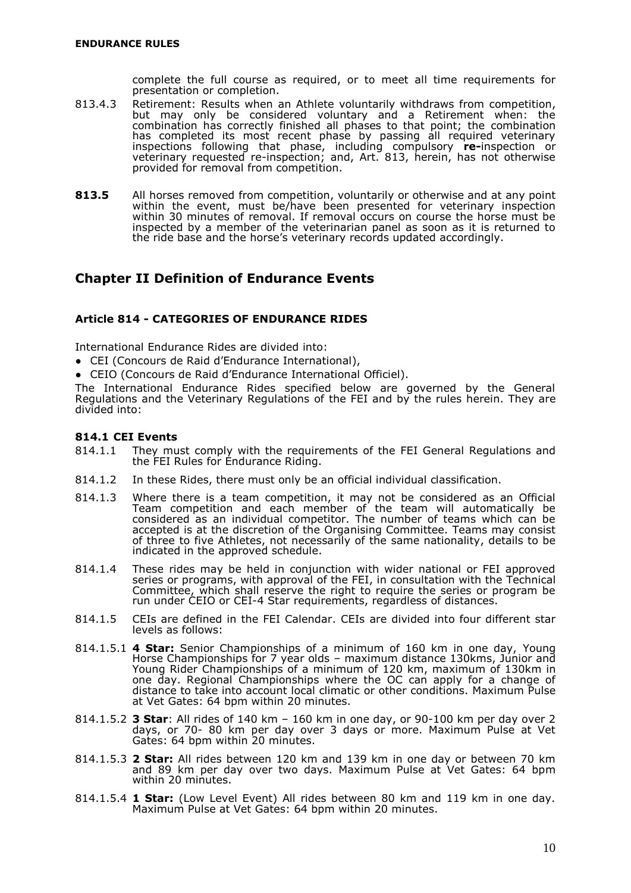complete the full course as required, or to meet all time requirements for presentation or completion.

813.4.3 Retirement: Results when an Athlete voluntarily withdraws from competition, but may only be considered voluntary and a Retirement when: the combination has correctly finished all phases to that point; the combination has completed its most recent phase by passing all required veterinary inspections following that phase, including compulsory **re-**inspection or veterinary requested re-inspection; and, Art. 813, herein, has not otherwise provided for removal from competition.

**813.5** All horses removed from competition, voluntarily or otherwise and at any point within the event, must be/have been presented for veterinary inspection within 30 minutes of removal. If removal occurs on course the horse must be inspected by a member of the veterinarian panel as soon as it is returned to the ride base and the horse's veterinary records updated accordingly.

## Chapter II Definition of Endurance Events

### Article 814 - CATEGORIES OF ENDURANCE RIDES

International Endurance Rides are divided into:

- CEI (Concours de Raid d'Endurance International),
- CEIO (Concours de Raid d'Endurance International Officiel).

The International Endurance Rides specified below are governed by the General Regulations and the Veterinary Regulations of the FEI and by the rules herein. They are divided into:

#### 814.1 CEI Events

814.1.1 They must comply with the requirements of the FEI General Regulations and the FEI Rules for Endurance Riding.

814.1.2 In these Rides, there must only be an official individual classification.

814.1.3 Where there is a team competition, it may not be considered as an Official Team competition and each member of the team will automatically be considered as an individual competitor. The number of teams which can be accepted is at the discretion of the Organising Committee. Teams may consist of three to five Athletes, not necessarily of the same nationality, details to be indicated in the approved schedule.

814.1.4 These rides may be held in conjunction with wider national or FEI approved series or programs, with approval of the FEI, in consultation with the Technical Committee, which shall reserve the right to require the series or program be run under CEIO or CEI-4 Star requirements, regardless of distances.

814.1.5 CEIs are defined in the FEI Calendar. CEIs are divided into four different star levels as follows:

814.1.5.1 **4 Star:** Senior Championships of a minimum of 160 km in one day, Young Horse Championships for 7 year olds – maximum distance 130kms, Junior and Young Rider Championships of a minimum of 120 km, maximum of 130km in one day. Regional Championships where the OC can apply for a change of distance to take into account local climatic or other conditions. Maximum Pulse at Vet Gates: 64 bpm within 20 minutes.

814.1.5.2 **3 Star**: All rides of 140 km – 160 km in one day, or 90-100 km per day over 2 days, or 70- 80 km per day over 3 days or more. Maximum Pulse at Vet Gates: 64 bpm within 20 minutes.

814.1.5.3 **2 Star:** All rides between 120 km and 139 km in one day or between 70 km and 89 km per day over two days. Maximum Pulse at Vet Gates: 64 bpm within 20 minutes.

814.1.5.4 **1 Star:** (Low Level Event) All rides between 80 km and 119 km in one day. Maximum Pulse at Vet Gates: 64 bpm within 20 minutes.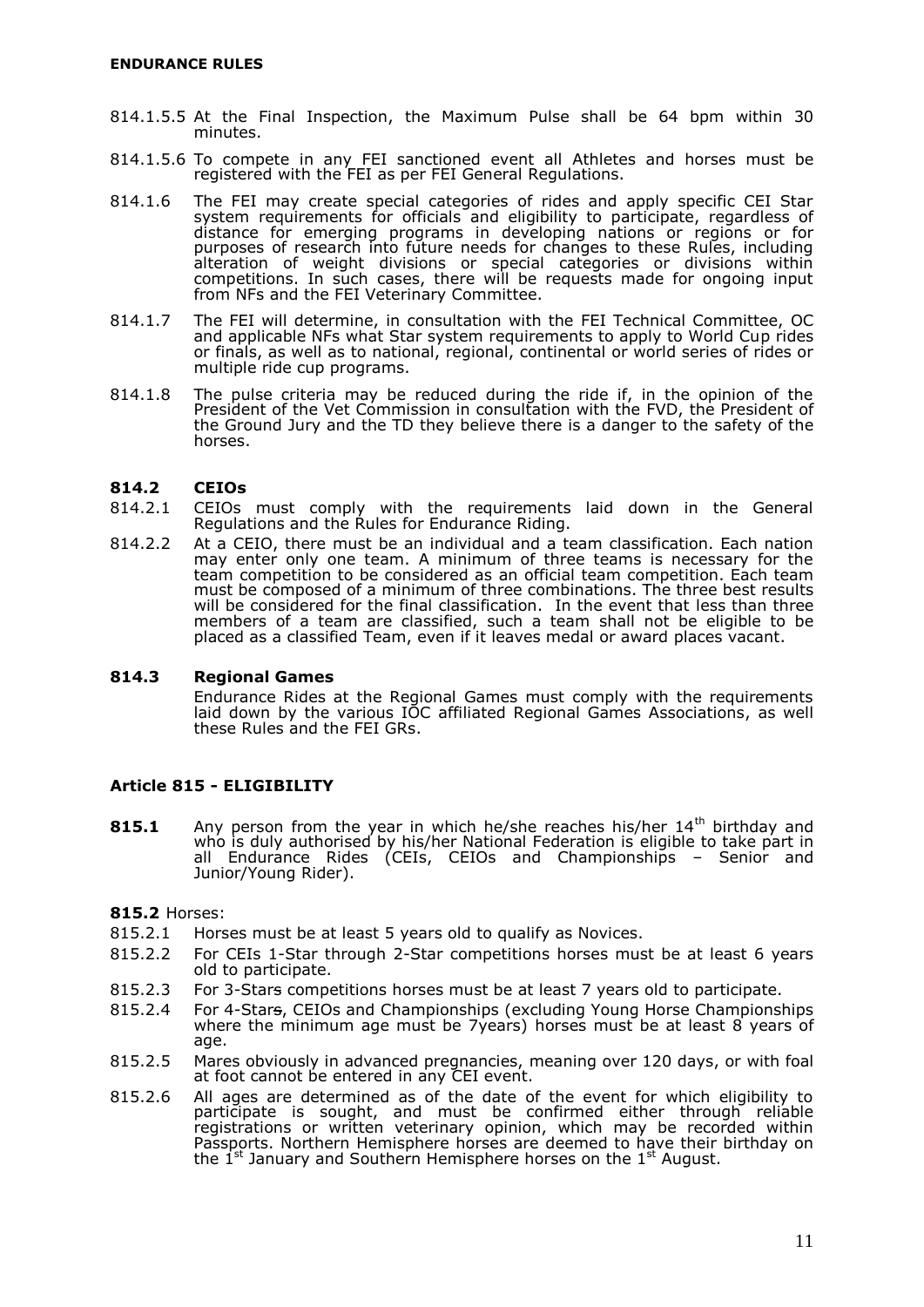814.1.5.5 At the Final Inspection, the Maximum Pulse shall be 64 bpm within 30 minutes.

814.1.5.6 To compete in any FEI sanctioned event all Athletes and horses must be registered with the FEI as per FEI General Regulations.

814.1.6 The FEI may create special categories of rides and apply specific CEI Star system requirements for officials and eligibility to participate, regardless of distance for emerging programs in developing nations or regions or for purposes of research into future needs for changes to these Rules, including alteration of weight divisions or special categories or divisions within competitions. In such cases, there will be requests made for ongoing input from NFs and the FEI Veterinary Committee.

814.1.7 The FEI will determine, in consultation with the FEI Technical Committee, OC and applicable NFs what Star system requirements to apply to World Cup rides or finals, as well as to national, regional, continental or world series of rides or multiple ride cup programs.

814.1.8 The pulse criteria may be reduced during the ride if, in the opinion of the President of the Vet Commission in consultation with the FVD, the President of the Ground Jury and the TD they believe there is a danger to the safety of the horses.

### 814.2 CEIOs

814.2.1 CEIOs must comply with the requirements laid down in the General Regulations and the Rules for Endurance Riding.

814.2.2 At a CEIO, there must be an individual and a team classification. Each nation may enter only one team. A minimum of three teams is necessary for the team competition to be considered as an official team competition. Each team must be composed of a minimum of three combinations. The three best results will be considered for the final classification. In the event that less than three members of a team are classified, such a team shall not be eligible to be placed as a classified Team, even if it leaves medal or award places vacant.

### 814.3 Regional Games

Endurance Rides at the Regional Games must comply with the requirements laid down by the various IOC affiliated Regional Games Associations, as well these Rules and the FEI GRs.

## Article 815 - ELIGIBILITY

**815.1** Any person from the year in which he/she reaches his/her 14th birthday and who is duly authorised by his/her National Federation is eligible to take part in all Endurance Rides (CEIs, CEIOs and Championships – Senior and Junior/Young Rider).

**815.2** Horses:

815.2.1 Horses must be at least 5 years old to qualify as Novices.

815.2.2 For CEIs 1-Star through 2-Star competitions horses must be at least 6 years old to participate.

815.2.3 For 3-Stars competitions horses must be at least 7 years old to participate.

815.2.4 For 4-Stars, CEIOs and Championships (excluding Young Horse Championships where the minimum age must be 7years) horses must be at least 8 years of age.

815.2.5 Mares obviously in advanced pregnancies, meaning over 120 days, or with foal at foot cannot be entered in any CEI event.

815.2.6 All ages are determined as of the date of the event for which eligibility to participate is sought, and must be confirmed either through reliable registrations or written veterinary opinion, which may be recorded within Passports. Northern Hemisphere horses are deemed to have their birthday on the 1st January and Southern Hemisphere horses on the 1st August.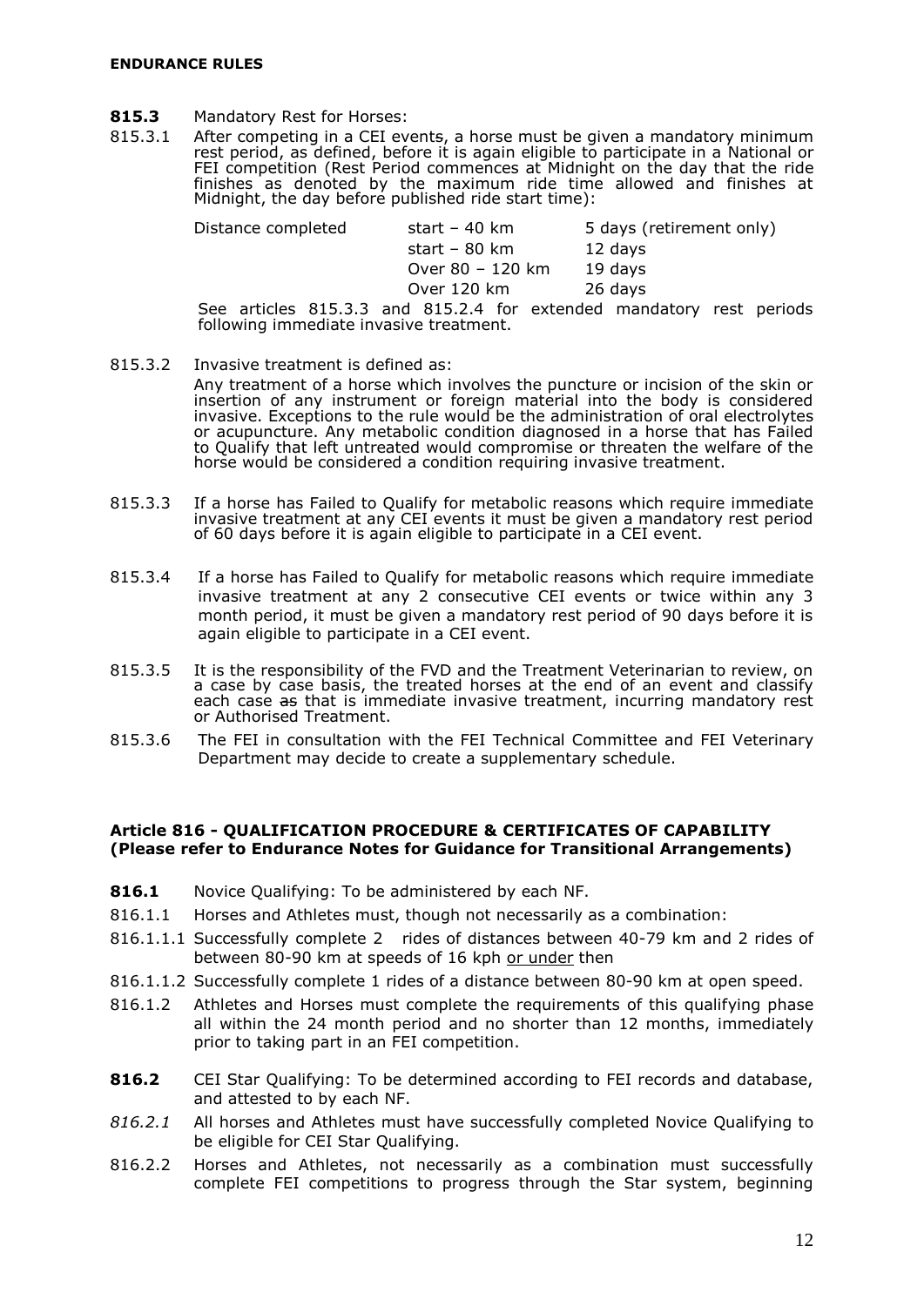**815.3** Mandatory Rest for Horses:

815.3.1 After competing in a CEI events, a horse must be given a mandatory minimum rest period, as defined, before it is again eligible to participate in a National or FEI competition (Rest Period commences at Midnight on the day that the ride finishes as denoted by the maximum ride time allowed and finishes at Midnight, the day before published ride start time):

| Distance completed | start – 40 km | 5 days (retirement only) |
|---|---|---|
| | start – 80 km | 12 days |
| | Over 80 – 120 km | 19 days |
| | Over 120 km | 26 days |

See articles 815.3.3 and 815.2.4 for extended mandatory rest periods following immediate invasive treatment.

815.3.2 Invasive treatment is defined as:

Any treatment of a horse which involves the puncture or incision of the skin or insertion of any instrument or foreign material into the body is considered invasive. Exceptions to the rule would be the administration of oral electrolytes or acupuncture. Any metabolic condition diagnosed in a horse that has Failed to Qualify that left untreated would compromise or threaten the welfare of the horse would be considered a condition requiring invasive treatment.

815.3.3 If a horse has Failed to Qualify for metabolic reasons which require immediate invasive treatment at any CEI events it must be given a mandatory rest period of 60 days before it is again eligible to participate in a CEI event.

815.3.4 If a horse has Failed to Qualify for metabolic reasons which require immediate invasive treatment at any 2 consecutive CEI events or twice within any 3 month period, it must be given a mandatory rest period of 90 days before it is again eligible to participate in a CEI event.

815.3.5 It is the responsibility of the FVD and the Treatment Veterinarian to review, on a case by case basis, the treated horses at the end of an event and classify each case as that is immediate invasive treatment, incurring mandatory rest or Authorised Treatment.

815.3.6 The FEI in consultation with the FEI Technical Committee and FEI Veterinary Department may decide to create a supplementary schedule.

## Article 816 - QUALIFICATION PROCEDURE & CERTIFICATES OF CAPABILITY (Please refer to Endurance Notes for Guidance for Transitional Arrangements)

**816.1** Novice Qualifying: To be administered by each NF.

816.1.1 Horses and Athletes must, though not necessarily as a combination:

816.1.1.1 Successfully complete 2 rides of distances between 40-79 km and 2 rides of between 80-90 km at speeds of 16 kph or under then

816.1.1.2 Successfully complete 1 rides of a distance between 80-90 km at open speed.

816.1.2 Athletes and Horses must complete the requirements of this qualifying phase all within the 24 month period and no shorter than 12 months, immediately prior to taking part in an FEI competition.

**816.2** CEI Star Qualifying: To be determined according to FEI records and database, and attested to by each NF.

*816.2.1* All horses and Athletes must have successfully completed Novice Qualifying to be eligible for CEI Star Qualifying.

816.2.2 Horses and Athletes, not necessarily as a combination must successfully complete FEI competitions to progress through the Star system, beginning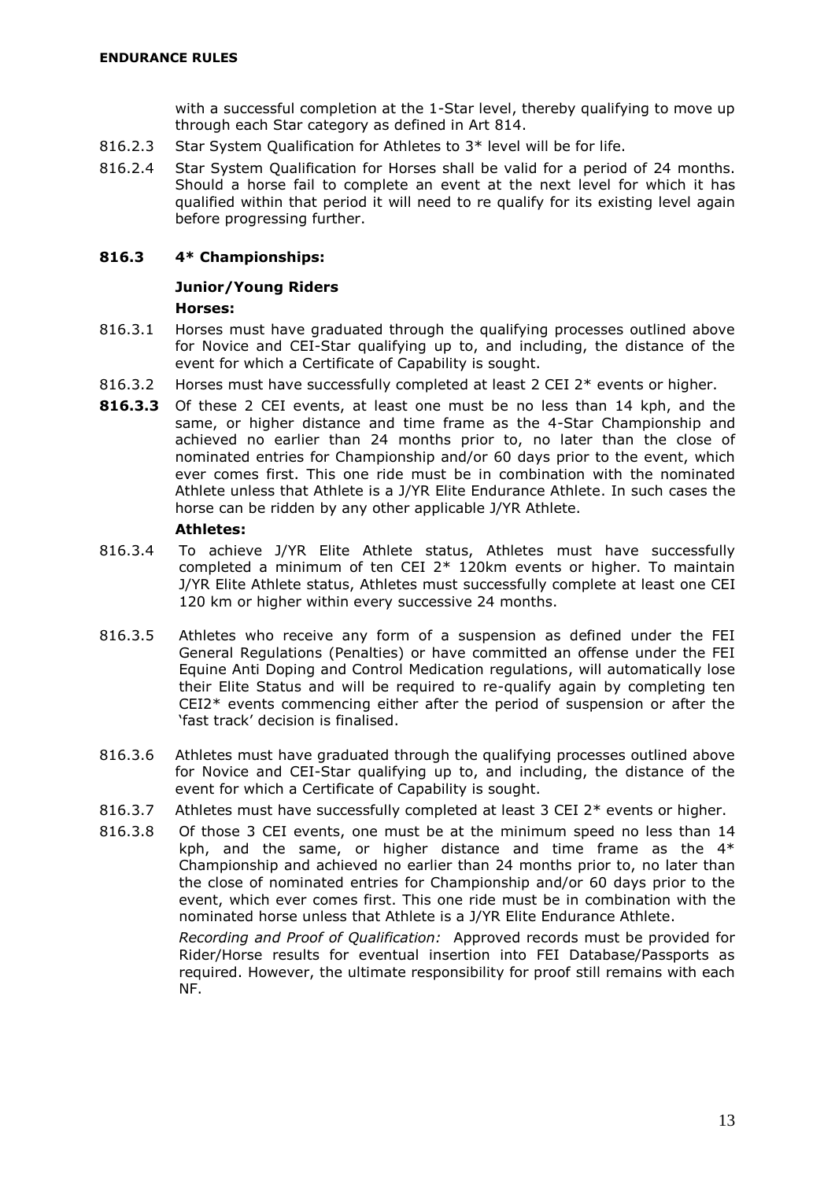with a successful completion at the 1-Star level, thereby qualifying to move up through each Star category as defined in Art 814.

816.2.3 Star System Qualification for Athletes to 3* level will be for life.

816.2.4 Star System Qualification for Horses shall be valid for a period of 24 months. Should a horse fail to complete an event at the next level for which it has qualified within that period it will need to re qualify for its existing level again before progressing further.

### 816.3 4* Championships:

**Junior/Young Riders**

**Horses:**

816.3.1 Horses must have graduated through the qualifying processes outlined above for Novice and CEI-Star qualifying up to, and including, the distance of the event for which a Certificate of Capability is sought.

816.3.2 Horses must have successfully completed at least 2 CEI 2* events or higher.

**816.3.3** Of these 2 CEI events, at least one must be no less than 14 kph, and the same, or higher distance and time frame as the 4-Star Championship and achieved no earlier than 24 months prior to, no later than the close of nominated entries for Championship and/or 60 days prior to the event, which ever comes first. This one ride must be in combination with the nominated Athlete unless that Athlete is a J/YR Elite Endurance Athlete. In such cases the horse can be ridden by any other applicable J/YR Athlete.

**Athletes:**

816.3.4 To achieve J/YR Elite Athlete status, Athletes must have successfully completed a minimum of ten CEI 2* 120km events or higher. To maintain J/YR Elite Athlete status, Athletes must successfully complete at least one CEI 120 km or higher within every successive 24 months.

816.3.5 Athletes who receive any form of a suspension as defined under the FEI General Regulations (Penalties) or have committed an offense under the FEI Equine Anti Doping and Control Medication regulations, will automatically lose their Elite Status and will be required to re-qualify again by completing ten CEI2* events commencing either after the period of suspension or after the 'fast track' decision is finalised.

816.3.6 Athletes must have graduated through the qualifying processes outlined above for Novice and CEI-Star qualifying up to, and including, the distance of the event for which a Certificate of Capability is sought.

816.3.7 Athletes must have successfully completed at least 3 CEI 2* events or higher.

816.3.8 Of those 3 CEI events, one must be at the minimum speed no less than 14 kph, and the same, or higher distance and time frame as the 4* Championship and achieved no earlier than 24 months prior to, no later than the close of nominated entries for Championship and/or 60 days prior to the event, which ever comes first. This one ride must be in combination with the nominated horse unless that Athlete is a J/YR Elite Endurance Athlete.

*Recording and Proof of Qualification:* Approved records must be provided for Rider/Horse results for eventual insertion into FEI Database/Passports as required. However, the ultimate responsibility for proof still remains with each NF.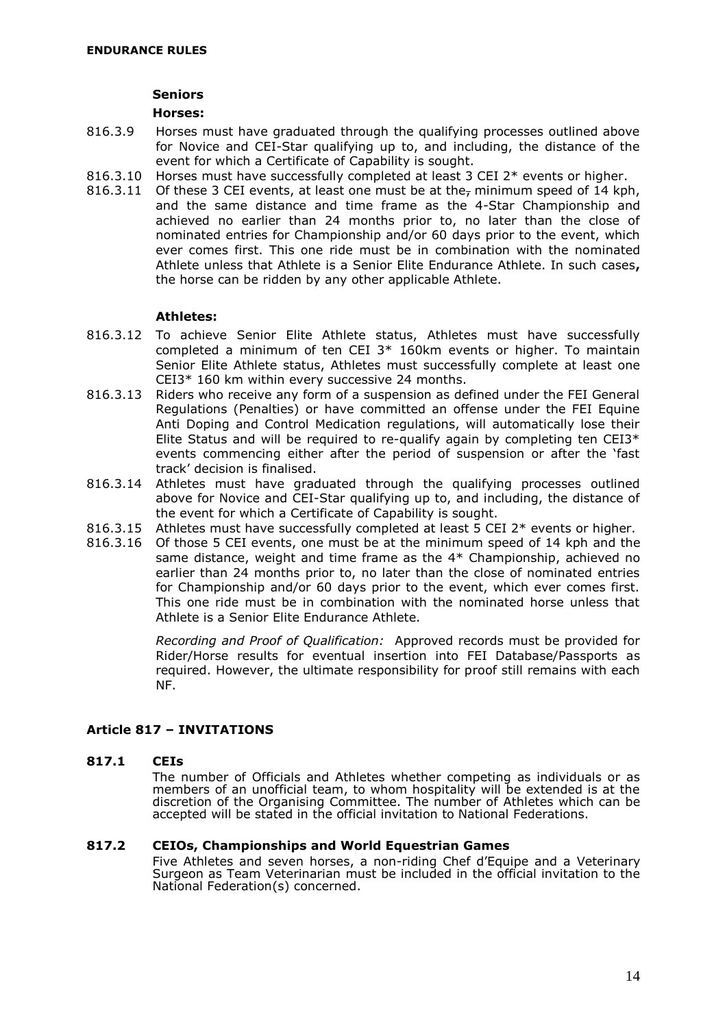**Seniors**

**Horses:**

816.3.9 Horses must have graduated through the qualifying processes outlined above for Novice and CEI-Star qualifying up to, and including, the distance of the event for which a Certificate of Capability is sought.

816.3.10 Horses must have successfully completed at least 3 CEI 2* events or higher.

816.3.11 Of these 3 CEI events, at least one must be at the, minimum speed of 14 kph, and the same distance and time frame as the 4-Star Championship and achieved no earlier than 24 months prior to, no later than the close of nominated entries for Championship and/or 60 days prior to the event, which ever comes first. This one ride must be in combination with the nominated Athlete unless that Athlete is a Senior Elite Endurance Athlete. In such cases**,** the horse can be ridden by any other applicable Athlete.

**Athletes:**

816.3.12 To achieve Senior Elite Athlete status, Athletes must have successfully completed a minimum of ten CEI 3* 160km events or higher. To maintain Senior Elite Athlete status, Athletes must successfully complete at least one CEI3* 160 km within every successive 24 months.

816.3.13 Riders who receive any form of a suspension as defined under the FEI General Regulations (Penalties) or have committed an offense under the FEI Equine Anti Doping and Control Medication regulations, will automatically lose their Elite Status and will be required to re-qualify again by completing ten CEI3* events commencing either after the period of suspension or after the 'fast track' decision is finalised.

816.3.14 Athletes must have graduated through the qualifying processes outlined above for Novice and CEI-Star qualifying up to, and including, the distance of the event for which a Certificate of Capability is sought.

816.3.15 Athletes must have successfully completed at least 5 CEI 2* events or higher.

816.3.16 Of those 5 CEI events, one must be at the minimum speed of 14 kph and the same distance, weight and time frame as the 4* Championship, achieved no earlier than 24 months prior to, no later than the close of nominated entries for Championship and/or 60 days prior to the event, which ever comes first. This one ride must be in combination with the nominated horse unless that Athlete is a Senior Elite Endurance Athlete.

*Recording and Proof of Qualification:* Approved records must be provided for Rider/Horse results for eventual insertion into FEI Database/Passports as required. However, the ultimate responsibility for proof still remains with each NF.

## Article 817 – INVITATIONS

### 817.1 CEIs

The number of Officials and Athletes whether competing as individuals or as members of an unofficial team, to whom hospitality will be extended is at the discretion of the Organising Committee. The number of Athletes which can be accepted will be stated in the official invitation to National Federations.

### 817.2 CEIOs, Championships and World Equestrian Games

Five Athletes and seven horses, a non-riding Chef d'Equipe and a Veterinary Surgeon as Team Veterinarian must be included in the official invitation to the National Federation(s) concerned.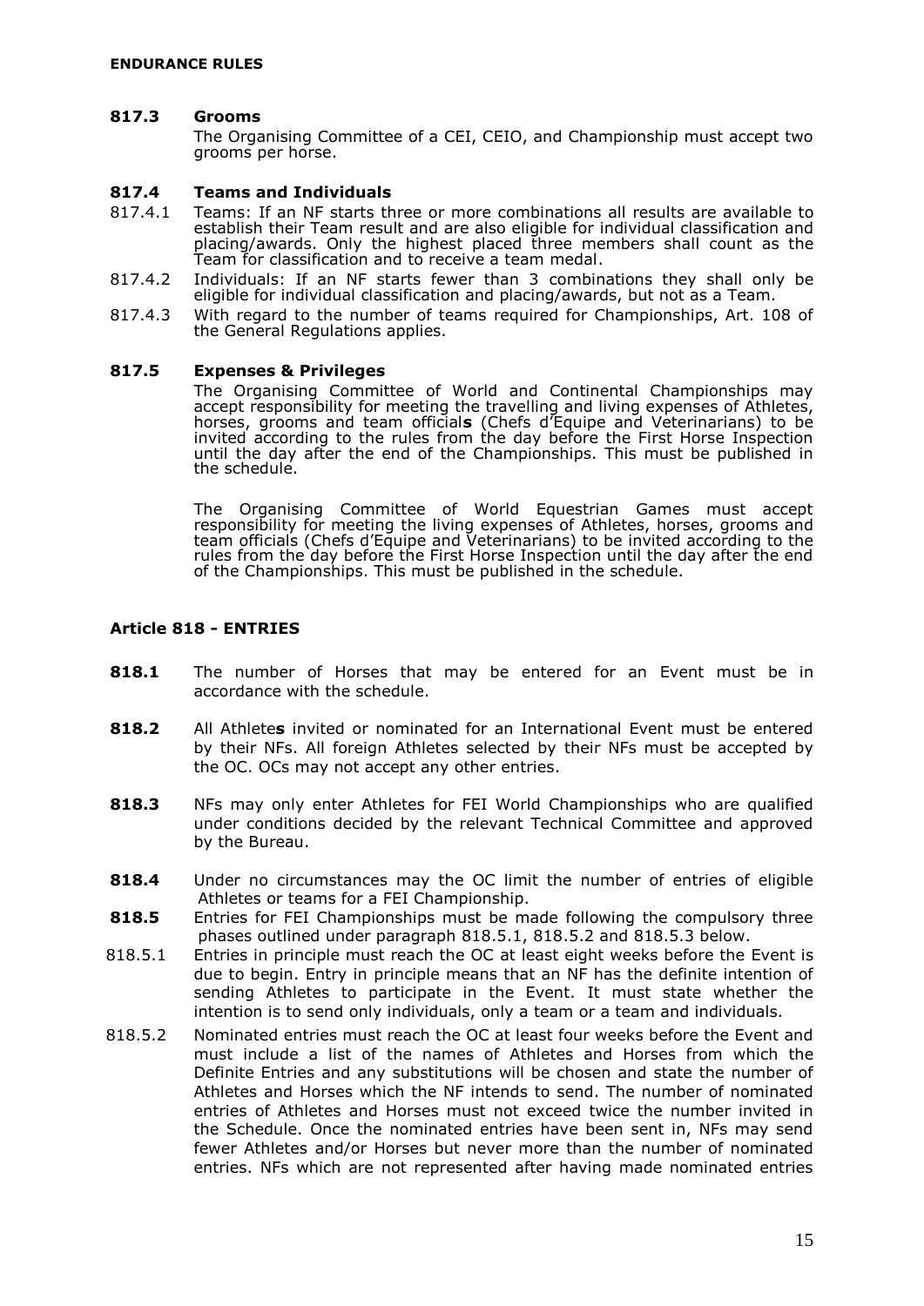#### 817.3 Grooms

The Organising Committee of a CEI, CEIO, and Championship must accept two grooms per horse.

#### 817.4 Teams and Individuals

817.4.1 Teams: If an NF starts three or more combinations all results are available to establish their Team result and are also eligible for individual classification and placing/awards. Only the highest placed three members shall count as the Team for classification and to receive a team medal.

817.4.2 Individuals: If an NF starts fewer than 3 combinations they shall only be eligible for individual classification and placing/awards, but not as a Team.

817.4.3 With regard to the number of teams required for Championships, Art. 108 of the General Regulations applies.

#### 817.5 Expenses & Privileges

The Organising Committee of World and Continental Championships may accept responsibility for meeting the travelling and living expenses of Athletes, horses, grooms and team official**s** (Chefs d'Equipe and Veterinarians) to be invited according to the rules from the day before the First Horse Inspection until the day after the end of the Championships. This must be published in the schedule.

The Organising Committee of World Equestrian Games must accept responsibility for meeting the living expenses of Athletes, horses, grooms and team officials (Chefs d'Equipe and Veterinarians) to be invited according to the rules from the day before the First Horse Inspection until the day after the end of the Championships. This must be published in the schedule.

### Article 818 - ENTRIES

**818.1** The number of Horses that may be entered for an Event must be in accordance with the schedule.

**818.2** All Athlete**s** invited or nominated for an International Event must be entered by their NFs. All foreign Athletes selected by their NFs must be accepted by the OC. OCs may not accept any other entries.

**818.3** NFs may only enter Athletes for FEI World Championships who are qualified under conditions decided by the relevant Technical Committee and approved by the Bureau.

**818.4** Under no circumstances may the OC limit the number of entries of eligible Athletes or teams for a FEI Championship.

**818.5** Entries for FEI Championships must be made following the compulsory three phases outlined under paragraph 818.5.1, 818.5.2 and 818.5.3 below.

818.5.1 Entries in principle must reach the OC at least eight weeks before the Event is due to begin. Entry in principle means that an NF has the definite intention of sending Athletes to participate in the Event. It must state whether the intention is to send only individuals, only a team or a team and individuals.

818.5.2 Nominated entries must reach the OC at least four weeks before the Event and must include a list of the names of Athletes and Horses from which the Definite Entries and any substitutions will be chosen and state the number of Athletes and Horses which the NF intends to send. The number of nominated entries of Athletes and Horses must not exceed twice the number invited in the Schedule. Once the nominated entries have been sent in, NFs may send fewer Athletes and/or Horses but never more than the number of nominated entries. NFs which are not represented after having made nominated entries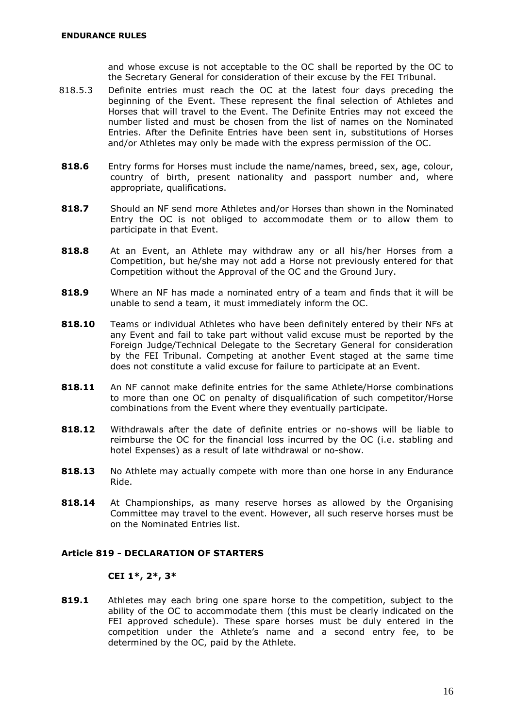and whose excuse is not acceptable to the OC shall be reported by the OC to the Secretary General for consideration of their excuse by the FEI Tribunal.

818.5.3 Definite entries must reach the OC at the latest four days preceding the beginning of the Event. These represent the final selection of Athletes and Horses that will travel to the Event. The Definite Entries may not exceed the number listed and must be chosen from the list of names on the Nominated Entries. After the Definite Entries have been sent in, substitutions of Horses and/or Athletes may only be made with the express permission of the OC.

**818.6** Entry forms for Horses must include the name/names, breed, sex, age, colour, country of birth, present nationality and passport number and, where appropriate, qualifications.

**818.7** Should an NF send more Athletes and/or Horses than shown in the Nominated Entry the OC is not obliged to accommodate them or to allow them to participate in that Event.

**818.8** At an Event, an Athlete may withdraw any or all his/her Horses from a Competition, but he/she may not add a Horse not previously entered for that Competition without the Approval of the OC and the Ground Jury.

**818.9** Where an NF has made a nominated entry of a team and finds that it will be unable to send a team, it must immediately inform the OC.

**818.10** Teams or individual Athletes who have been definitely entered by their NFs at any Event and fail to take part without valid excuse must be reported by the Foreign Judge/Technical Delegate to the Secretary General for consideration by the FEI Tribunal. Competing at another Event staged at the same time does not constitute a valid excuse for failure to participate at an Event.

**818.11** An NF cannot make definite entries for the same Athlete/Horse combinations to more than one OC on penalty of disqualification of such competitor/Horse combinations from the Event where they eventually participate.

**818.12** Withdrawals after the date of definite entries or no-shows will be liable to reimburse the OC for the financial loss incurred by the OC (i.e. stabling and hotel Expenses) as a result of late withdrawal or no-show.

**818.13** No Athlete may actually compete with more than one horse in any Endurance Ride.

**818.14** At Championships, as many reserve horses as allowed by the Organising Committee may travel to the event. However, all such reserve horses must be on the Nominated Entries list.

### Article 819 - DECLARATION OF STARTERS

#### CEI 1*, 2*, 3*

**819.1** Athletes may each bring one spare horse to the competition, subject to the ability of the OC to accommodate them (this must be clearly indicated on the FEI approved schedule). These spare horses must be duly entered in the competition under the Athlete's name and a second entry fee, to be determined by the OC, paid by the Athlete.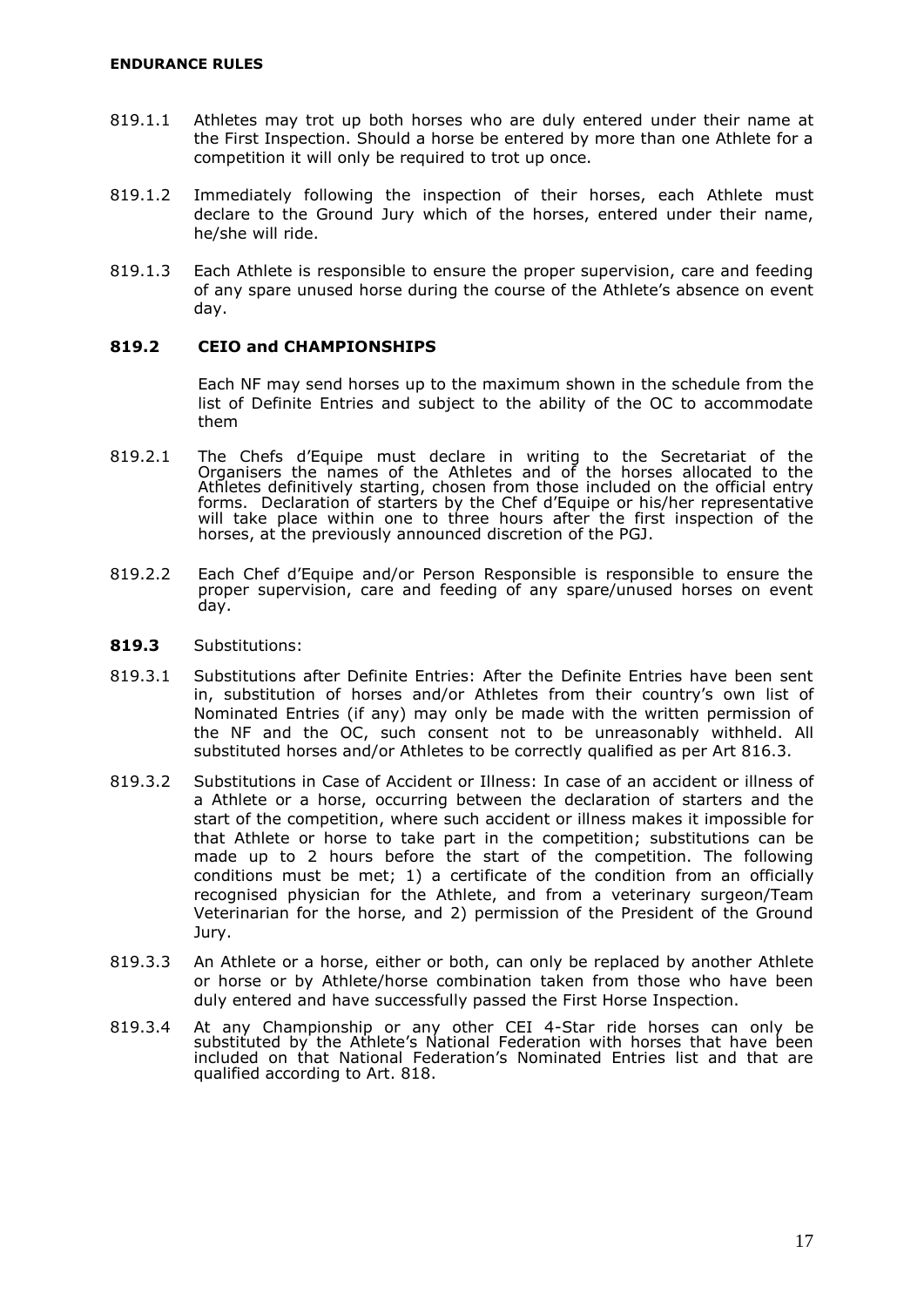819.1.1 Athletes may trot up both horses who are duly entered under their name at the First Inspection. Should a horse be entered by more than one Athlete for a competition it will only be required to trot up once.

819.1.2 Immediately following the inspection of their horses, each Athlete must declare to the Ground Jury which of the horses, entered under their name, he/she will ride.

819.1.3 Each Athlete is responsible to ensure the proper supervision, care and feeding of any spare unused horse during the course of the Athlete's absence on event day.

## 819.2 CEIO and CHAMPIONSHIPS

Each NF may send horses up to the maximum shown in the schedule from the list of Definite Entries and subject to the ability of the OC to accommodate them

819.2.1 The Chefs d'Equipe must declare in writing to the Secretariat of the Organisers the names of the Athletes and of the horses allocated to the Athletes definitively starting, chosen from those included on the official entry forms. Declaration of starters by the Chef d'Equipe or his/her representative will take place within one to three hours after the first inspection of the horses, at the previously announced discretion of the PGJ.

819.2.2 Each Chef d'Equipe and/or Person Responsible is responsible to ensure the proper supervision, care and feeding of any spare/unused horses on event day.

**819.3** Substitutions:

819.3.1 Substitutions after Definite Entries: After the Definite Entries have been sent in, substitution of horses and/or Athletes from their country's own list of Nominated Entries (if any) may only be made with the written permission of the NF and the OC, such consent not to be unreasonably withheld. All substituted horses and/or Athletes to be correctly qualified as per Art 816.3.

819.3.2 Substitutions in Case of Accident or Illness: In case of an accident or illness of a Athlete or a horse, occurring between the declaration of starters and the start of the competition, where such accident or illness makes it impossible for that Athlete or horse to take part in the competition; substitutions can be made up to 2 hours before the start of the competition. The following conditions must be met; 1) a certificate of the condition from an officially recognised physician for the Athlete, and from a veterinary surgeon/Team Veterinarian for the horse, and 2) permission of the President of the Ground Jury.

819.3.3 An Athlete or a horse, either or both, can only be replaced by another Athlete or horse or by Athlete/horse combination taken from those who have been duly entered and have successfully passed the First Horse Inspection.

819.3.4 At any Championship or any other CEI 4-Star ride horses can only be substituted by the Athlete's National Federation with horses that have been included on that National Federation's Nominated Entries list and that are qualified according to Art. 818.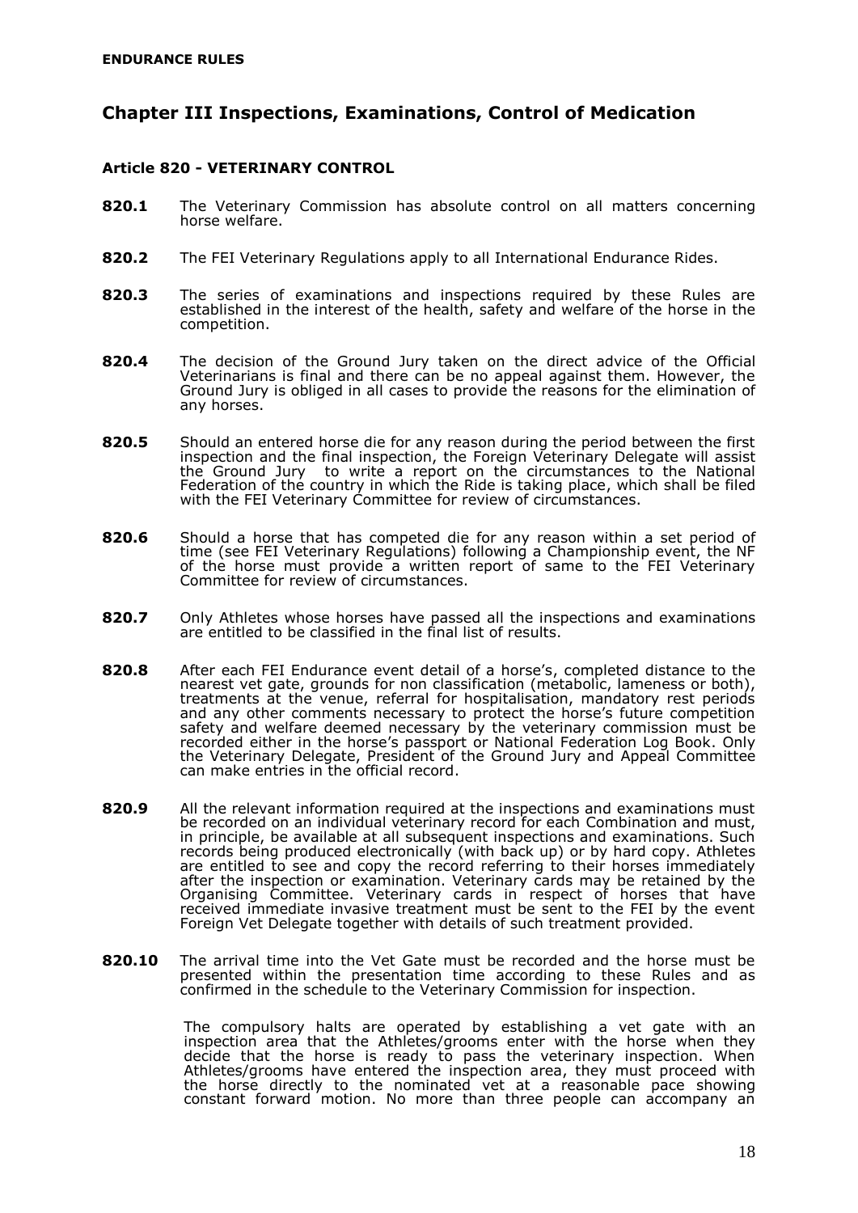## Chapter III Inspections, Examinations, Control of Medication

### Article 820 - VETERINARY CONTROL

**820.1** The Veterinary Commission has absolute control on all matters concerning horse welfare.

**820.2** The FEI Veterinary Regulations apply to all International Endurance Rides.

**820.3** The series of examinations and inspections required by these Rules are established in the interest of the health, safety and welfare of the horse in the competition.

**820.4** The decision of the Ground Jury taken on the direct advice of the Official Veterinarians is final and there can be no appeal against them. However, the Ground Jury is obliged in all cases to provide the reasons for the elimination of any horses.

**820.5** Should an entered horse die for any reason during the period between the first inspection and the final inspection, the Foreign Veterinary Delegate will assist the Ground Jury to write a report on the circumstances to the National Federation of the country in which the Ride is taking place, which shall be filed with the FEI Veterinary Committee for review of circumstances.

**820.6** Should a horse that has competed die for any reason within a set period of time (see FEI Veterinary Regulations) following a Championship event, the NF of the horse must provide a written report of same to the FEI Veterinary Committee for review of circumstances.

**820.7** Only Athletes whose horses have passed all the inspections and examinations are entitled to be classified in the final list of results.

**820.8** After each FEI Endurance event detail of a horse's, completed distance to the nearest vet gate, grounds for non classification (metabolic, lameness or both), treatments at the venue, referral for hospitalisation, mandatory rest periods and any other comments necessary to protect the horse's future competition safety and welfare deemed necessary by the veterinary commission must be recorded either in the horse's passport or National Federation Log Book. Only the Veterinary Delegate, President of the Ground Jury and Appeal Committee can make entries in the official record.

**820.9** All the relevant information required at the inspections and examinations must be recorded on an individual veterinary record for each Combination and must, in principle, be available at all subsequent inspections and examinations. Such records being produced electronically (with back up) or by hard copy. Athletes are entitled to see and copy the record referring to their horses immediately after the inspection or examination. Veterinary cards may be retained by the Organising Committee. Veterinary cards in respect of horses that have received immediate invasive treatment must be sent to the FEI by the event Foreign Vet Delegate together with details of such treatment provided.

**820.10** The arrival time into the Vet Gate must be recorded and the horse must be presented within the presentation time according to these Rules and as confirmed in the schedule to the Veterinary Commission for inspection.

The compulsory halts are operated by establishing a vet gate with an inspection area that the Athletes/grooms enter with the horse when they decide that the horse is ready to pass the veterinary inspection. When Athletes/grooms have entered the inspection area, they must proceed with the horse directly to the nominated vet at a reasonable pace showing constant forward motion. No more than three people can accompany an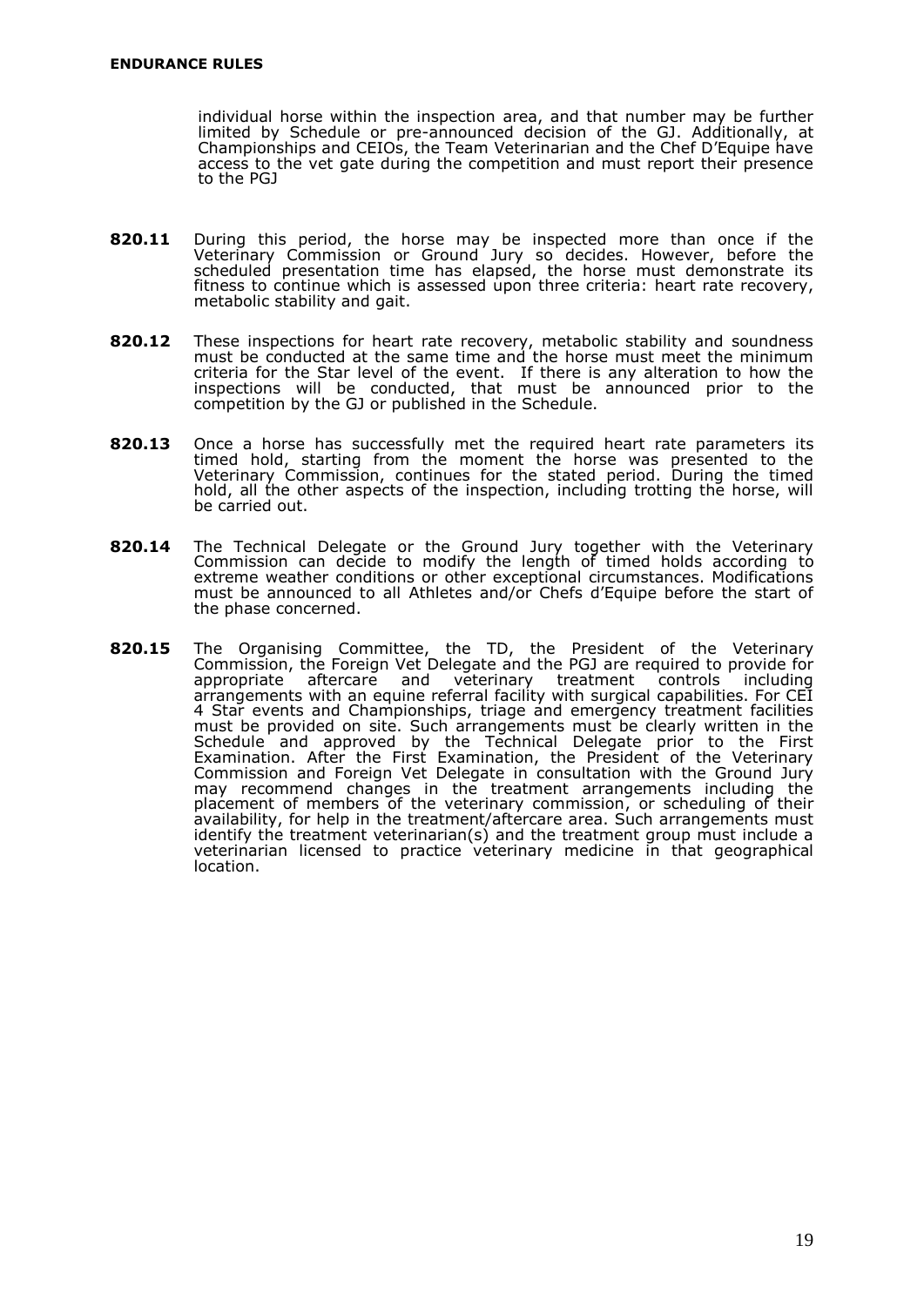individual horse within the inspection area, and that number may be further limited by Schedule or pre-announced decision of the GJ. Additionally, at Championships and CEIOs, the Team Veterinarian and the Chef D'Equipe have access to the vet gate during the competition and must report their presence to the PGJ

**820.11** During this period, the horse may be inspected more than once if the Veterinary Commission or Ground Jury so decides. However, before the scheduled presentation time has elapsed, the horse must demonstrate its fitness to continue which is assessed upon three criteria: heart rate recovery, metabolic stability and gait.

**820.12** These inspections for heart rate recovery, metabolic stability and soundness must be conducted at the same time and the horse must meet the minimum criteria for the Star level of the event. If there is any alteration to how the inspections will be conducted, that must be announced prior to the competition by the GJ or published in the Schedule.

**820.13** Once a horse has successfully met the required heart rate parameters its timed hold, starting from the moment the horse was presented to the Veterinary Commission, continues for the stated period. During the timed hold, all the other aspects of the inspection, including trotting the horse, will be carried out.

**820.14** The Technical Delegate or the Ground Jury together with the Veterinary Commission can decide to modify the length of timed holds according to extreme weather conditions or other exceptional circumstances. Modifications must be announced to all Athletes and/or Chefs d'Equipe before the start of the phase concerned.

**820.15** The Organising Committee, the TD, the President of the Veterinary Commission, the Foreign Vet Delegate and the PGJ are required to provide for appropriate aftercare and veterinary treatment controls including arrangements with an equine referral facility with surgical capabilities. For CEI 4 Star events and Championships, triage and emergency treatment facilities must be provided on site. Such arrangements must be clearly written in the Schedule and approved by the Technical Delegate prior to the First Examination. After the First Examination, the President of the Veterinary Commission and Foreign Vet Delegate in consultation with the Ground Jury may recommend changes in the treatment arrangements including the placement of members of the veterinary commission, or scheduling of their availability, for help in the treatment/aftercare area. Such arrangements must identify the treatment veterinarian(s) and the treatment group must include a veterinarian licensed to practice veterinary medicine in that geographical location.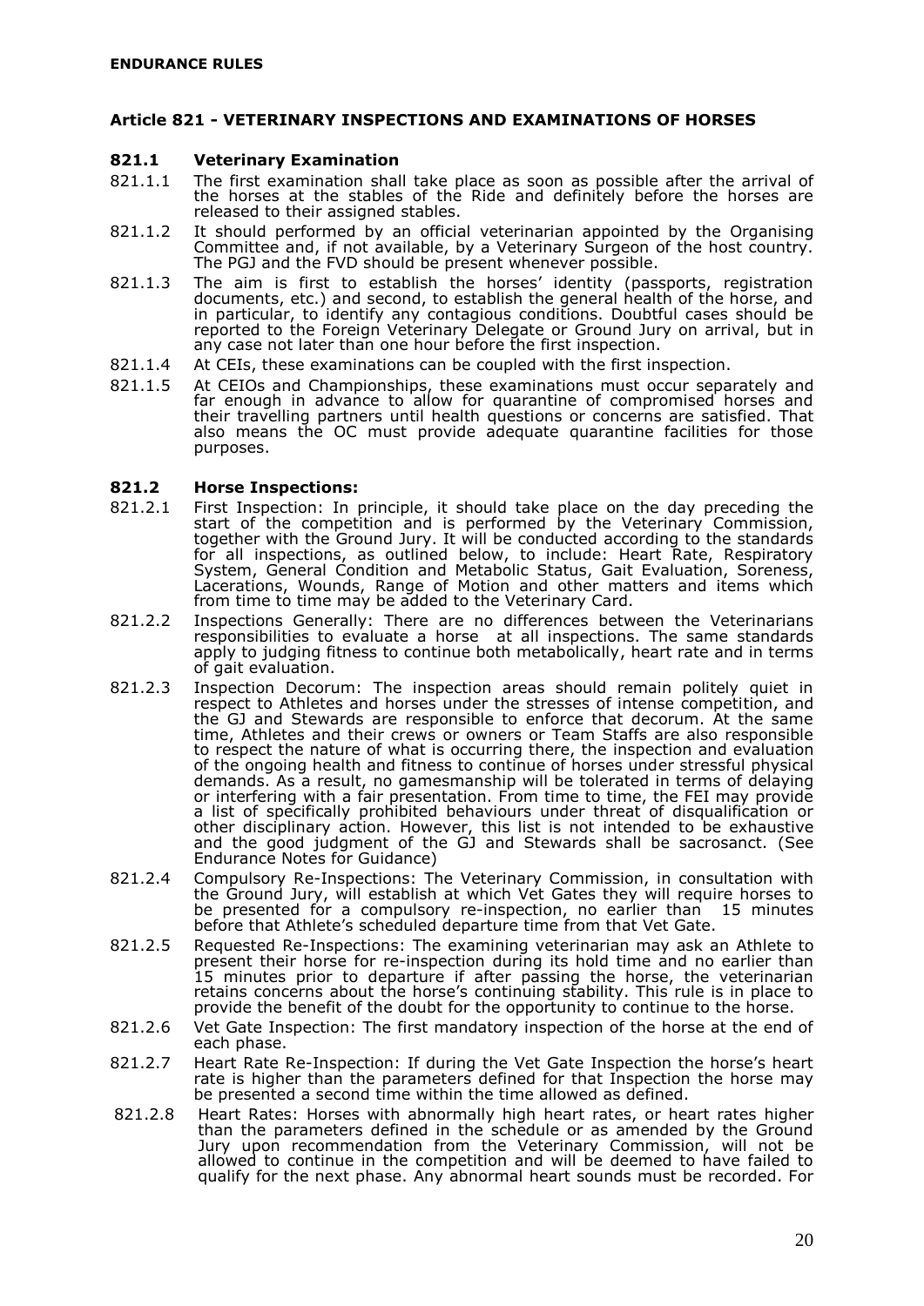**ENDURANCE RULES**

## Article 821 - VETERINARY INSPECTIONS AND EXAMINATIONS OF HORSES

### 821.1 Veterinary Examination

821.1.1 The first examination shall take place as soon as possible after the arrival of the horses at the stables of the Ride and definitely before the horses are released to their assigned stables.

821.1.2 It should performed by an official veterinarian appointed by the Organising Committee and, if not available, by a Veterinary Surgeon of the host country. The PGJ and the FVD should be present whenever possible.

821.1.3 The aim is first to establish the horses' identity (passports, registration documents, etc.) and second, to establish the general health of the horse, and in particular, to identify any contagious conditions. Doubtful cases should be reported to the Foreign Veterinary Delegate or Ground Jury on arrival, but in any case not later than one hour before the first inspection.

821.1.4 At CEIs, these examinations can be coupled with the first inspection.

821.1.5 At CEIOs and Championships, these examinations must occur separately and far enough in advance to allow for quarantine of compromised horses and their travelling partners until health questions or concerns are satisfied. That also means the OC must provide adequate quarantine facilities for those purposes.

### 821.2 Horse Inspections:

821.2.1 First Inspection: In principle, it should take place on the day preceding the start of the competition and is performed by the Veterinary Commission, together with the Ground Jury. It will be conducted according to the standards for all inspections, as outlined below, to include: Heart Rate, Respiratory System, General Condition and Metabolic Status, Gait Evaluation, Soreness, Lacerations, Wounds, Range of Motion and other matters and items which from time to time may be added to the Veterinary Card.

821.2.2 Inspections Generally: There are no differences between the Veterinarians responsibilities to evaluate a horse at all inspections. The same standards apply to judging fitness to continue both metabolically, heart rate and in terms of gait evaluation.

821.2.3 Inspection Decorum: The inspection areas should remain politely quiet in respect to Athletes and horses under the stresses of intense competition, and the GJ and Stewards are responsible to enforce that decorum. At the same time, Athletes and their crews or owners or Team Staffs are also responsible to respect the nature of what is occurring there, the inspection and evaluation of the ongoing health and fitness to continue of horses under stressful physical demands. As a result, no gamesmanship will be tolerated in terms of delaying or interfering with a fair presentation. From time to time, the FEI may provide a list of specifically prohibited behaviours under threat of disqualification or other disciplinary action. However, this list is not intended to be exhaustive and the good judgment of the GJ and Stewards shall be sacrosanct. (See Endurance Notes for Guidance)

821.2.4 Compulsory Re-Inspections: The Veterinary Commission, in consultation with the Ground Jury, will establish at which Vet Gates they will require horses to be presented for a compulsory re-inspection, no earlier than 15 minutes before that Athlete's scheduled departure time from that Vet Gate.

821.2.5 Requested Re-Inspections: The examining veterinarian may ask an Athlete to present their horse for re-inspection during its hold time and no earlier than 15 minutes prior to departure if after passing the horse, the veterinarian retains concerns about the horse's continuing stability. This rule is in place to provide the benefit of the doubt for the opportunity to continue to the horse.

821.2.6 Vet Gate Inspection: The first mandatory inspection of the horse at the end of each phase.

821.2.7 Heart Rate Re-Inspection: If during the Vet Gate Inspection the horse's heart rate is higher than the parameters defined for that Inspection the horse may be presented a second time within the time allowed as defined.

821.2.8 Heart Rates: Horses with abnormally high heart rates, or heart rates higher than the parameters defined in the schedule or as amended by the Ground Jury upon recommendation from the Veterinary Commission, will not be allowed to continue in the competition and will be deemed to have failed to qualify for the next phase. Any abnormal heart sounds must be recorded. For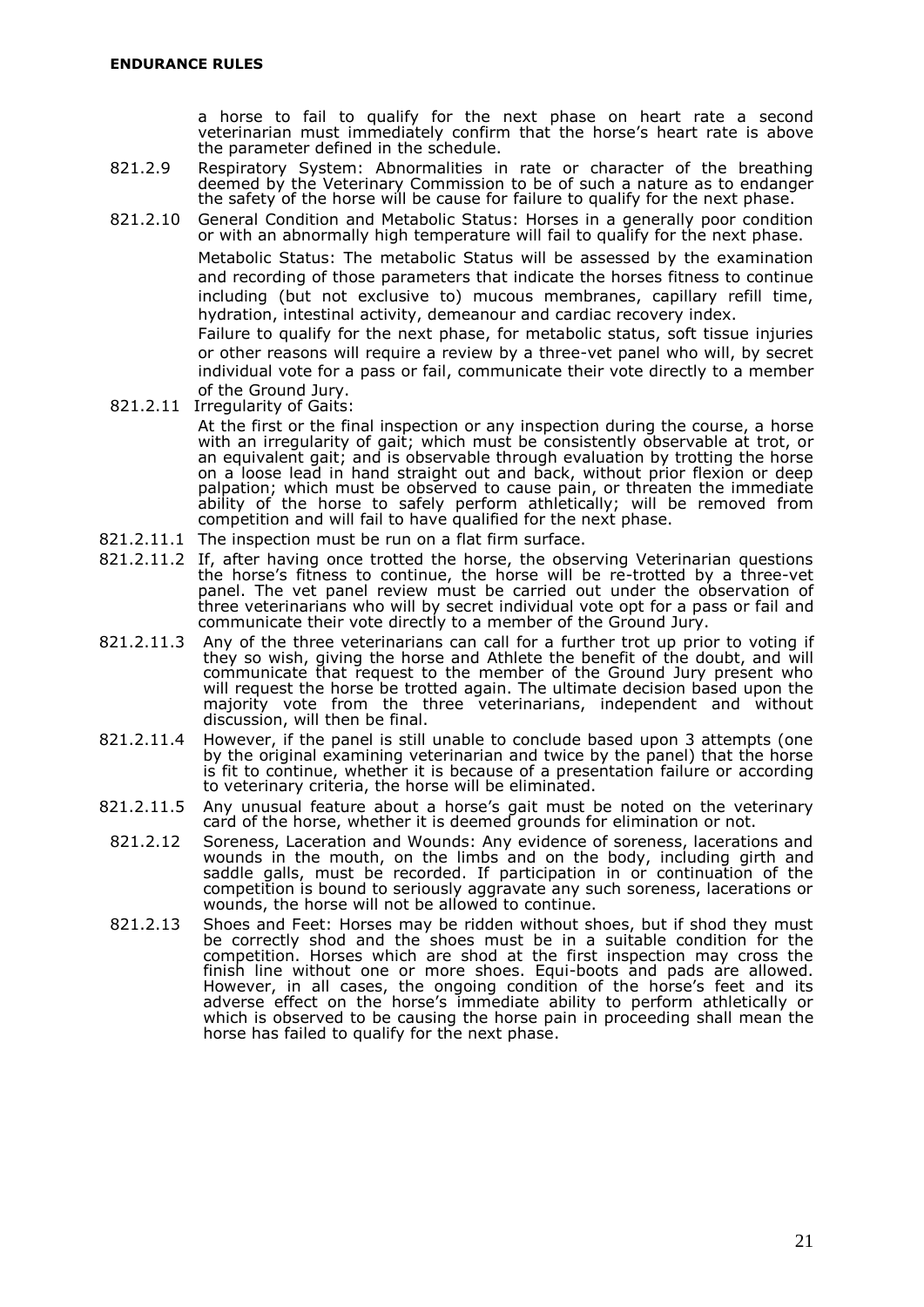a horse to fail to qualify for the next phase on heart rate a second veterinarian must immediately confirm that the horse's heart rate is above the parameter defined in the schedule.

821.2.9 Respiratory System: Abnormalities in rate or character of the breathing deemed by the Veterinary Commission to be of such a nature as to endanger the safety of the horse will be cause for failure to qualify for the next phase.

821.2.10 General Condition and Metabolic Status: Horses in a generally poor condition or with an abnormally high temperature will fail to qualify for the next phase.

Metabolic Status: The metabolic Status will be assessed by the examination and recording of those parameters that indicate the horses fitness to continue including (but not exclusive to) mucous membranes, capillary refill time, hydration, intestinal activity, demeanour and cardiac recovery index.

Failure to qualify for the next phase, for metabolic status, soft tissue injuries or other reasons will require a review by a three-vet panel who will, by secret individual vote for a pass or fail, communicate their vote directly to a member of the Ground Jury.

821.2.11 Irregularity of Gaits:

At the first or the final inspection or any inspection during the course, a horse with an irregularity of gait; which must be consistently observable at trot, or an equivalent gait; and is observable through evaluation by trotting the horse on a loose lead in hand straight out and back, without prior flexion or deep palpation; which must be observed to cause pain, or threaten the immediate ability of the horse to safely perform athletically; will be removed from competition and will fail to have qualified for the next phase.

821.2.11.1 The inspection must be run on a flat firm surface.

821.2.11.2 If, after having once trotted the horse, the observing Veterinarian questions the horse's fitness to continue, the horse will be re-trotted by a three-vet panel. The vet panel review must be carried out under the observation of three veterinarians who will by secret individual vote opt for a pass or fail and communicate their vote directly to a member of the Ground Jury.

821.2.11.3 Any of the three veterinarians can call for a further trot up prior to voting if they so wish, giving the horse and Athlete the benefit of the doubt, and will communicate that request to the member of the Ground Jury present who will request the horse be trotted again. The ultimate decision based upon the majority vote from the three veterinarians, independent and without discussion, will then be final.

821.2.11.4 However, if the panel is still unable to conclude based upon 3 attempts (one by the original examining veterinarian and twice by the panel) that the horse is fit to continue, whether it is because of a presentation failure or according to veterinary criteria, the horse will be eliminated.

821.2.11.5 Any unusual feature about a horse's gait must be noted on the veterinary card of the horse, whether it is deemed grounds for elimination or not.

821.2.12 Soreness, Laceration and Wounds: Any evidence of soreness, lacerations and wounds in the mouth, on the limbs and on the body, including girth and saddle galls, must be recorded. If participation in or continuation of the competition is bound to seriously aggravate any such soreness, lacerations or wounds, the horse will not be allowed to continue.

821.2.13 Shoes and Feet: Horses may be ridden without shoes, but if shod they must be correctly shod and the shoes must be in a suitable condition for the competition. Horses which are shod at the first inspection may cross the finish line without one or more shoes. Equi-boots and pads are allowed. However, in all cases, the ongoing condition of the horse's feet and its adverse effect on the horse's immediate ability to perform athletically or which is observed to be causing the horse pain in proceeding shall mean the horse has failed to qualify for the next phase.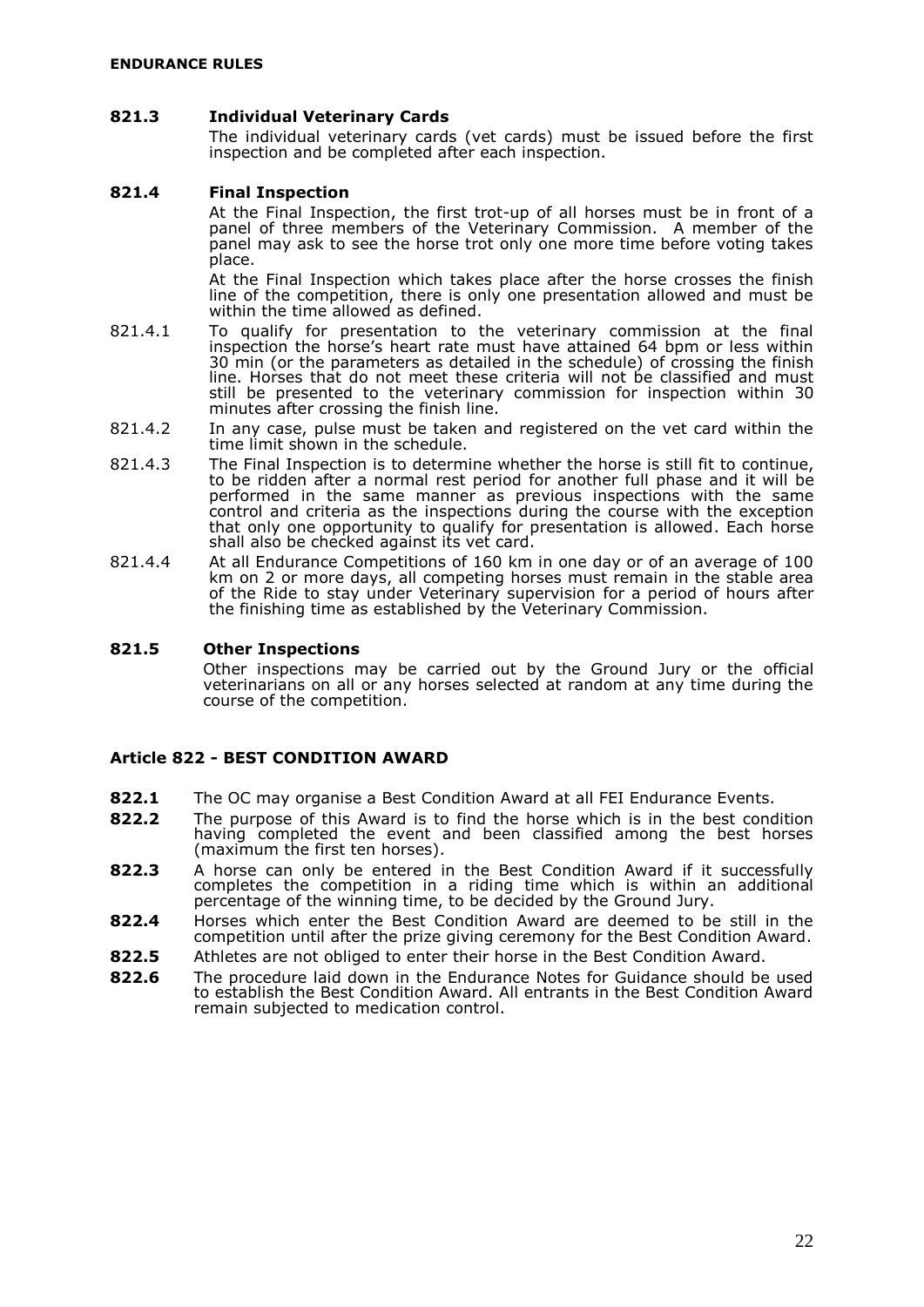**821.3 Individual Veterinary Cards**

The individual veterinary cards (vet cards) must be issued before the first inspection and be completed after each inspection.

**821.4 Final Inspection**

At the Final Inspection, the first trot-up of all horses must be in front of a panel of three members of the Veterinary Commission. A member of the panel may ask to see the horse trot only one more time before voting takes place.

At the Final Inspection which takes place after the horse crosses the finish line of the competition, there is only one presentation allowed and must be within the time allowed as defined.

821.4.1 To qualify for presentation to the veterinary commission at the final inspection the horse's heart rate must have attained 64 bpm or less within 30 min (or the parameters as detailed in the schedule) of crossing the finish line. Horses that do not meet these criteria will not be classified and must still be presented to the veterinary commission for inspection within 30 minutes after crossing the finish line.

821.4.2 In any case, pulse must be taken and registered on the vet card within the time limit shown in the schedule.

821.4.3 The Final Inspection is to determine whether the horse is still fit to continue, to be ridden after a normal rest period for another full phase and it will be performed in the same manner as previous inspections with the same control and criteria as the inspections during the course with the exception that only one opportunity to qualify for presentation is allowed. Each horse shall also be checked against its vet card.

821.4.4 At all Endurance Competitions of 160 km in one day or of an average of 100 km on 2 or more days, all competing horses must remain in the stable area of the Ride to stay under Veterinary supervision for a period of hours after the finishing time as established by the Veterinary Commission.

**821.5 Other Inspections**

Other inspections may be carried out by the Ground Jury or the official veterinarians on all or any horses selected at random at any time during the course of the competition.

## Article 822 - BEST CONDITION AWARD

**822.1** The OC may organise a Best Condition Award at all FEI Endurance Events.

**822.2** The purpose of this Award is to find the horse which is in the best condition having completed the event and been classified among the best horses (maximum the first ten horses).

**822.3** A horse can only be entered in the Best Condition Award if it successfully completes the competition in a riding time which is within an additional percentage of the winning time, to be decided by the Ground Jury.

**822.4** Horses which enter the Best Condition Award are deemed to be still in the competition until after the prize giving ceremony for the Best Condition Award.

**822.5** Athletes are not obliged to enter their horse in the Best Condition Award.

**822.6** The procedure laid down in the Endurance Notes for Guidance should be used to establish the Best Condition Award. All entrants in the Best Condition Award remain subjected to medication control.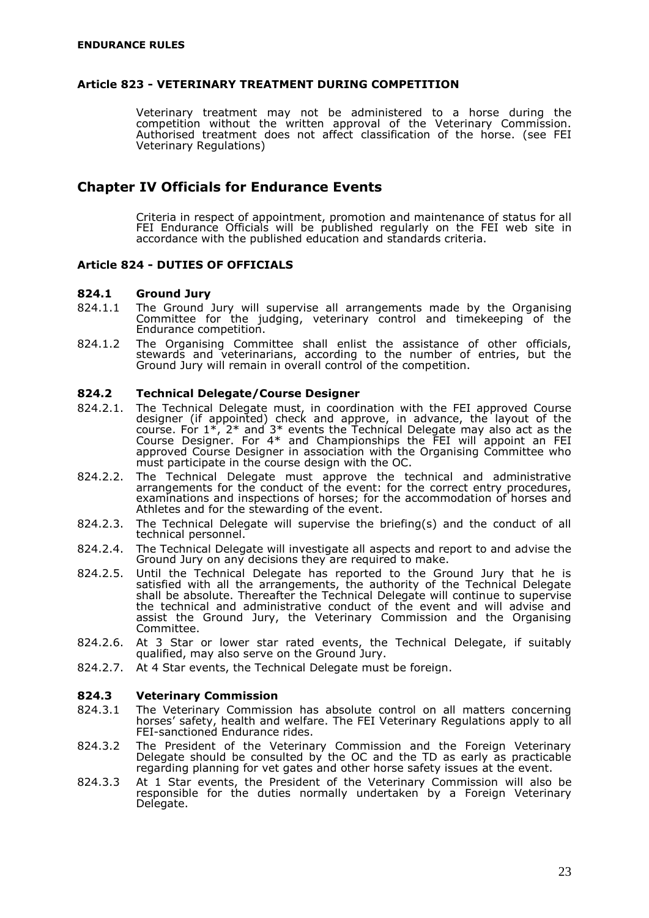### Article 823 - VETERINARY TREATMENT DURING COMPETITION

Veterinary treatment may not be administered to a horse during the competition without the written approval of the Veterinary Commission. Authorised treatment does not affect classification of the horse. (see FEI Veterinary Regulations)

## Chapter IV Officials for Endurance Events

Criteria in respect of appointment, promotion and maintenance of status for all FEI Endurance Officials will be published regularly on the FEI web site in accordance with the published education and standards criteria.

### Article 824 - DUTIES OF OFFICIALS

#### 824.1 Ground Jury

824.1.1 The Ground Jury will supervise all arrangements made by the Organising Committee for the judging, veterinary control and timekeeping of the Endurance competition.

824.1.2 The Organising Committee shall enlist the assistance of other officials, stewards and veterinarians, according to the number of entries, but the Ground Jury will remain in overall control of the competition.

#### 824.2 Technical Delegate/Course Designer

824.2.1. The Technical Delegate must, in coordination with the FEI approved Course designer (if appointed) check and approve, in advance, the layout of the course. For 1*, 2* and 3* events the Technical Delegate may also act as the Course Designer. For 4* and Championships the FEI will appoint an FEI approved Course Designer in association with the Organising Committee who must participate in the course design with the OC.

824.2.2. The Technical Delegate must approve the technical and administrative arrangements for the conduct of the event: for the correct entry procedures, examinations and inspections of horses; for the accommodation of horses and Athletes and for the stewarding of the event.

824.2.3. The Technical Delegate will supervise the briefing(s) and the conduct of all technical personnel.

824.2.4. The Technical Delegate will investigate all aspects and report to and advise the Ground Jury on any decisions they are required to make.

824.2.5. Until the Technical Delegate has reported to the Ground Jury that he is satisfied with all the arrangements, the authority of the Technical Delegate shall be absolute. Thereafter the Technical Delegate will continue to supervise the technical and administrative conduct of the event and will advise and assist the Ground Jury, the Veterinary Commission and the Organising Committee.

824.2.6. At 3 Star or lower star rated events, the Technical Delegate, if suitably qualified, may also serve on the Ground Jury.

824.2.7. At 4 Star events, the Technical Delegate must be foreign.

#### 824.3 Veterinary Commission

824.3.1 The Veterinary Commission has absolute control on all matters concerning horses' safety, health and welfare. The FEI Veterinary Regulations apply to all FEI-sanctioned Endurance rides.

824.3.2 The President of the Veterinary Commission and the Foreign Veterinary Delegate should be consulted by the OC and the TD as early as practicable regarding planning for vet gates and other horse safety issues at the event.

824.3.3 At 1 Star events, the President of the Veterinary Commission will also be responsible for the duties normally undertaken by a Foreign Veterinary Delegate.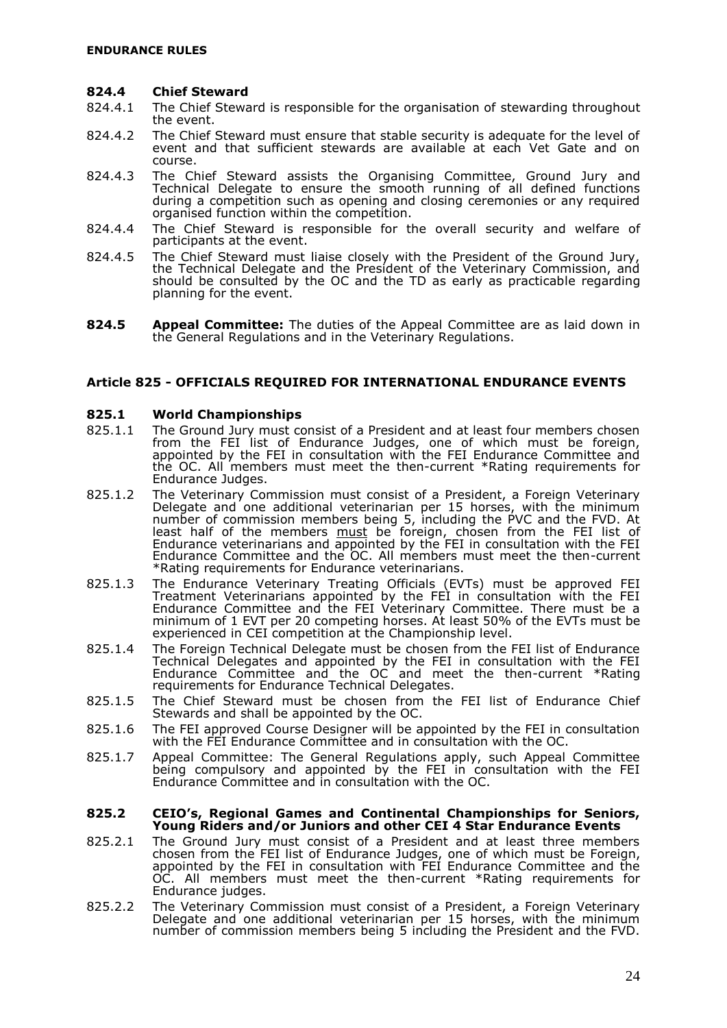### 824.4 Chief Steward

824.4.1 The Chief Steward is responsible for the organisation of stewarding throughout the event.

824.4.2 The Chief Steward must ensure that stable security is adequate for the level of event and that sufficient stewards are available at each Vet Gate and on course.

824.4.3 The Chief Steward assists the Organising Committee, Ground Jury and Technical Delegate to ensure the smooth running of all defined functions during a competition such as opening and closing ceremonies or any required organised function within the competition.

824.4.4 The Chief Steward is responsible for the overall security and welfare of participants at the event.

824.4.5 The Chief Steward must liaise closely with the President of the Ground Jury, the Technical Delegate and the President of the Veterinary Commission, and should be consulted by the OC and the TD as early as practicable regarding planning for the event.

**824.5 Appeal Committee:** The duties of the Appeal Committee are as laid down in the General Regulations and in the Veterinary Regulations.

## Article 825 - OFFICIALS REQUIRED FOR INTERNATIONAL ENDURANCE EVENTS

### 825.1 World Championships

825.1.1 The Ground Jury must consist of a President and at least four members chosen from the FEI list of Endurance Judges, one of which must be foreign, appointed by the FEI in consultation with the FEI Endurance Committee and the OC. All members must meet the then-current *Rating requirements for Endurance Judges.

825.1.2 The Veterinary Commission must consist of a President, a Foreign Veterinary Delegate and one additional veterinarian per 15 horses, with the minimum number of commission members being 5, including the PVC and the FVD. At least half of the members must be foreign, chosen from the FEI list of Endurance veterinarians and appointed by the FEI in consultation with the FEI Endurance Committee and the OC. All members must meet the then-current *Rating requirements for Endurance veterinarians.

825.1.3 The Endurance Veterinary Treating Officials (EVTs) must be approved FEI Treatment Veterinarians appointed by the FEI in consultation with the FEI Endurance Committee and the FEI Veterinary Committee. There must be a minimum of 1 EVT per 20 competing horses. At least 50% of the EVTs must be experienced in CEI competition at the Championship level.

825.1.4 The Foreign Technical Delegate must be chosen from the FEI list of Endurance Technical Delegates and appointed by the FEI in consultation with the FEI Endurance Committee and the OC and meet the then-current *Rating requirements for Endurance Technical Delegates.

825.1.5 The Chief Steward must be chosen from the FEI list of Endurance Chief Stewards and shall be appointed by the OC.

825.1.6 The FEI approved Course Designer will be appointed by the FEI in consultation with the FEI Endurance Committee and in consultation with the OC.

825.1.7 Appeal Committee: The General Regulations apply, such Appeal Committee being compulsory and appointed by the FEI in consultation with the FEI Endurance Committee and in consultation with the OC.

### 825.2 CEIO's, Regional Games and Continental Championships for Seniors, Young Riders and/or Juniors and other CEI 4 Star Endurance Events

825.2.1 The Ground Jury must consist of a President and at least three members chosen from the FEI list of Endurance Judges, one of which must be Foreign, appointed by the FEI in consultation with FEI Endurance Committee and the OC. All members must meet the then-current *Rating requirements for Endurance judges.

825.2.2 The Veterinary Commission must consist of a President, a Foreign Veterinary Delegate and one additional veterinarian per 15 horses, with the minimum number of commission members being 5 including the President and the FVD.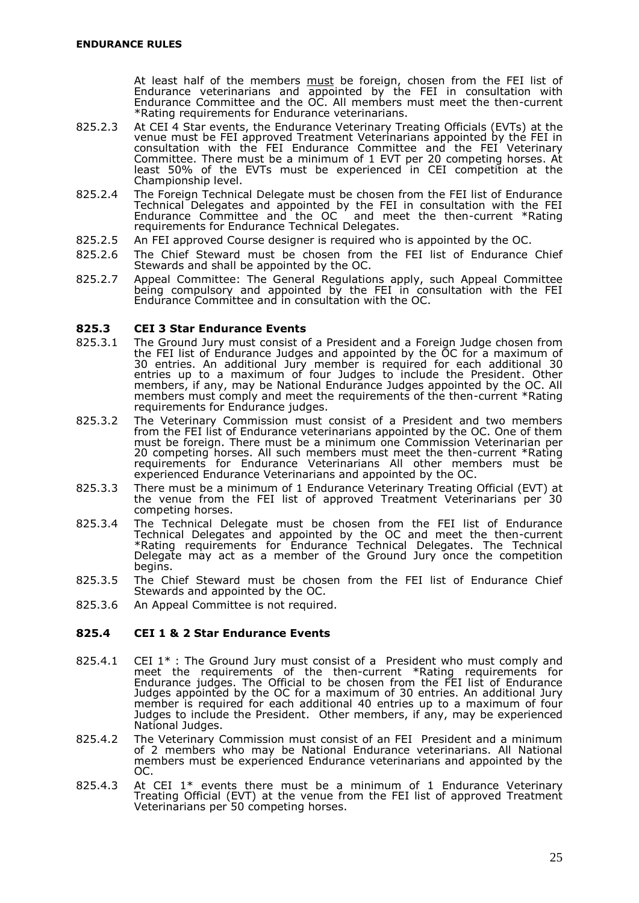At least half of the members must be foreign, chosen from the FEI list of Endurance veterinarians and appointed by the FEI in consultation with Endurance Committee and the OC. All members must meet the then-current *Rating requirements for Endurance veterinarians.

825.2.3 At CEI 4 Star events, the Endurance Veterinary Treating Officials (EVTs) at the venue must be FEI approved Treatment Veterinarians appointed by the FEI in consultation with the FEI Endurance Committee and the FEI Veterinary Committee. There must be a minimum of 1 EVT per 20 competing horses. At least 50% of the EVTs must be experienced in CEI competition at the Championship level.

825.2.4 The Foreign Technical Delegate must be chosen from the FEI list of Endurance Technical Delegates and appointed by the FEI in consultation with the FEI Endurance Committee and the OC and meet the then-current *Rating requirements for Endurance Technical Delegates.

825.2.5 An FEI approved Course designer is required who is appointed by the OC.

825.2.6 The Chief Steward must be chosen from the FEI list of Endurance Chief Stewards and shall be appointed by the OC.

825.2.7 Appeal Committee: The General Regulations apply, such Appeal Committee being compulsory and appointed by the FEI in consultation with the FEI Endurance Committee and in consultation with the OC.

### 825.3 CEI 3 Star Endurance Events

825.3.1 The Ground Jury must consist of a President and a Foreign Judge chosen from the FEI list of Endurance Judges and appointed by the OC for a maximum of 30 entries. An additional Jury member is required for each additional 30 entries up to a maximum of four Judges to include the President. Other members, if any, may be National Endurance Judges appointed by the OC. All members must comply and meet the requirements of the then-current *Rating requirements for Endurance judges.

825.3.2 The Veterinary Commission must consist of a President and two members from the FEI list of Endurance veterinarians appointed by the OC. One of them must be foreign. There must be a minimum one Commission Veterinarian per 20 competing horses. All such members must meet the then-current *Rating requirements for Endurance Veterinarians All other members must be experienced Endurance Veterinarians and appointed by the OC.

825.3.3 There must be a minimum of 1 Endurance Veterinary Treating Official (EVT) at the venue from the FEI list of approved Treatment Veterinarians per 30 competing horses.

825.3.4 The Technical Delegate must be chosen from the FEI list of Endurance Technical Delegates and appointed by the OC and meet the then-current *Rating requirements for Endurance Technical Delegates. The Technical Delegate may act as a member of the Ground Jury once the competition begins.

825.3.5 The Chief Steward must be chosen from the FEI list of Endurance Chief Stewards and appointed by the OC.

825.3.6 An Appeal Committee is not required.

### 825.4 CEI 1 & 2 Star Endurance Events

825.4.1 CEI 1* : The Ground Jury must consist of a President who must comply and meet the requirements of the then-current *Rating requirements for Endurance judges. The Official to be chosen from the FEI list of Endurance Judges appointed by the OC for a maximum of 30 entries. An additional Jury member is required for each additional 40 entries up to a maximum of four Judges to include the President. Other members, if any, may be experienced National Judges.

825.4.2 The Veterinary Commission must consist of an FEI President and a minimum of 2 members who may be National Endurance veterinarians. All National members must be experienced Endurance veterinarians and appointed by the OC.

825.4.3 At CEI 1* events there must be a minimum of 1 Endurance Veterinary Treating Official (EVT) at the venue from the FEI list of approved Treatment Veterinarians per 50 competing horses.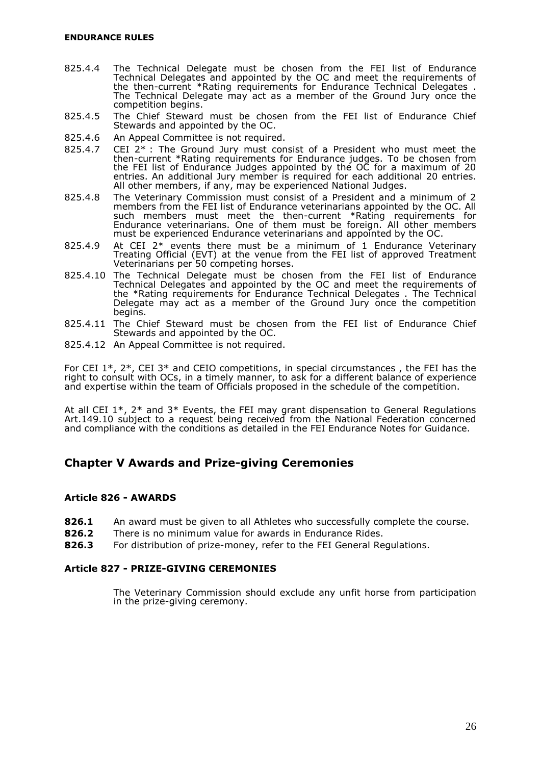825.4.4 The Technical Delegate must be chosen from the FEI list of Endurance Technical Delegates and appointed by the OC and meet the requirements of the then-current *Rating requirements for Endurance Technical Delegates . The Technical Delegate may act as a member of the Ground Jury once the competition begins.

825.4.5 The Chief Steward must be chosen from the FEI list of Endurance Chief Stewards and appointed by the OC.

825.4.6 An Appeal Committee is not required.

825.4.7 CEI 2* : The Ground Jury must consist of a President who must meet the then-current *Rating requirements for Endurance judges. To be chosen from the FEI list of Endurance Judges appointed by the OC for a maximum of 20 entries. An additional Jury member is required for each additional 20 entries. All other members, if any, may be experienced National Judges.

825.4.8 The Veterinary Commission must consist of a President and a minimum of 2 members from the FEI list of Endurance veterinarians appointed by the OC. All such members must meet the then-current *Rating requirements for Endurance veterinarians. One of them must be foreign. All other members must be experienced Endurance veterinarians and appointed by the OC.

825.4.9 At CEI 2* events there must be a minimum of 1 Endurance Veterinary Treating Official (EVT) at the venue from the FEI list of approved Treatment Veterinarians per 50 competing horses.

825.4.10 The Technical Delegate must be chosen from the FEI list of Endurance Technical Delegates and appointed by the OC and meet the requirements of the *Rating requirements for Endurance Technical Delegates . The Technical Delegate may act as a member of the Ground Jury once the competition begins.

825.4.11 The Chief Steward must be chosen from the FEI list of Endurance Chief Stewards and appointed by the OC.

825.4.12 An Appeal Committee is not required.

For CEI 1*, 2*, CEI 3* and CEIO competitions, in special circumstances , the FEI has the right to consult with OCs, in a timely manner, to ask for a different balance of experience and expertise within the team of Officials proposed in the schedule of the competition.

At all CEI 1*, 2* and 3* Events, the FEI may grant dispensation to General Regulations Art.149.10 subject to a request being received from the National Federation concerned and compliance with the conditions as detailed in the FEI Endurance Notes for Guidance.

## Chapter V Awards and Prize-giving Ceremonies

### Article 826 - AWARDS

**826.1** An award must be given to all Athletes who successfully complete the course.

**826.2** There is no minimum value for awards in Endurance Rides.

**826.3** For distribution of prize-money, refer to the FEI General Regulations.

### Article 827 - PRIZE-GIVING CEREMONIES

The Veterinary Commission should exclude any unfit horse from participation in the prize-giving ceremony.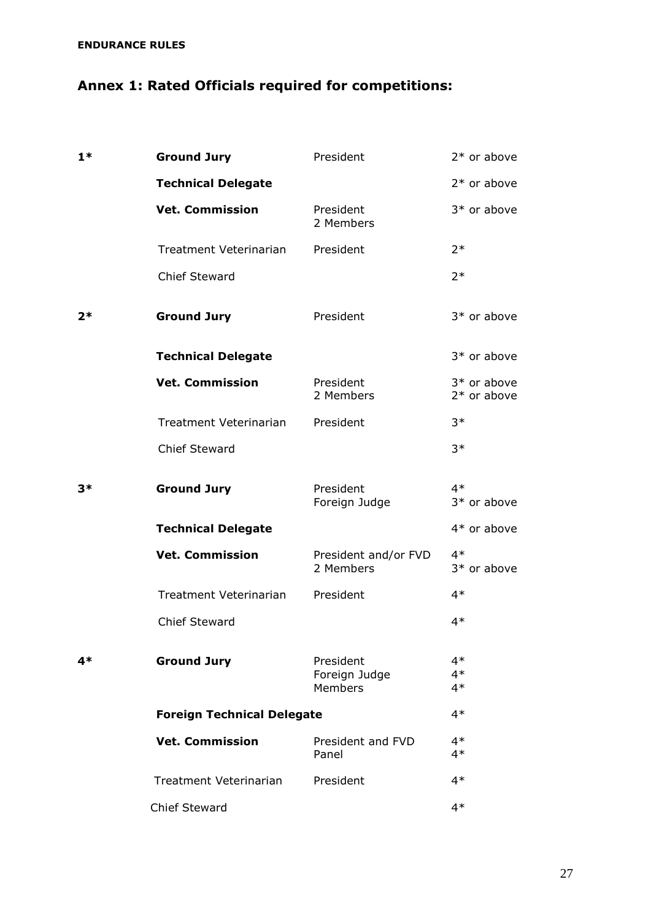## Annex 1: Rated Officials required for competitions:

| | | | |
|---|---|---|---|
| **1*** | **Ground Jury** | President | 2* or above |
| | **Technical Delegate** | | 2* or above |
| | **Vet. Commission** | President<br>2 Members | 3* or above |
| | Treatment Veterinarian | President | 2* |
| | Chief Steward | | 2* |
| **2*** | **Ground Jury** | President | 3* or above |
| | **Technical Delegate** | | 3* or above |
| | **Vet. Commission** | President<br>2 Members | 3* or above<br>2* or above |
| | Treatment Veterinarian | President | 3* |
| | Chief Steward | | 3* |
| **3*** | **Ground Jury** | President<br>Foreign Judge | 4*<br>3* or above |
| | **Technical Delegate** | | 4* or above |
| | **Vet. Commission** | President and/or FVD<br>2 Members | 4*<br>3* or above |
| | Treatment Veterinarian | President | 4* |
| | Chief Steward | | 4* |
| **4*** | **Ground Jury** | President<br>Foreign Judge<br>Members | 4*<br>4*<br>4* |
| | **Foreign Technical Delegate** | | 4* |
| | **Vet. Commission** | President and FVD<br>Panel | 4*<br>4* |
| | Treatment Veterinarian | President | 4* |
| | Chief Steward | | 4* |